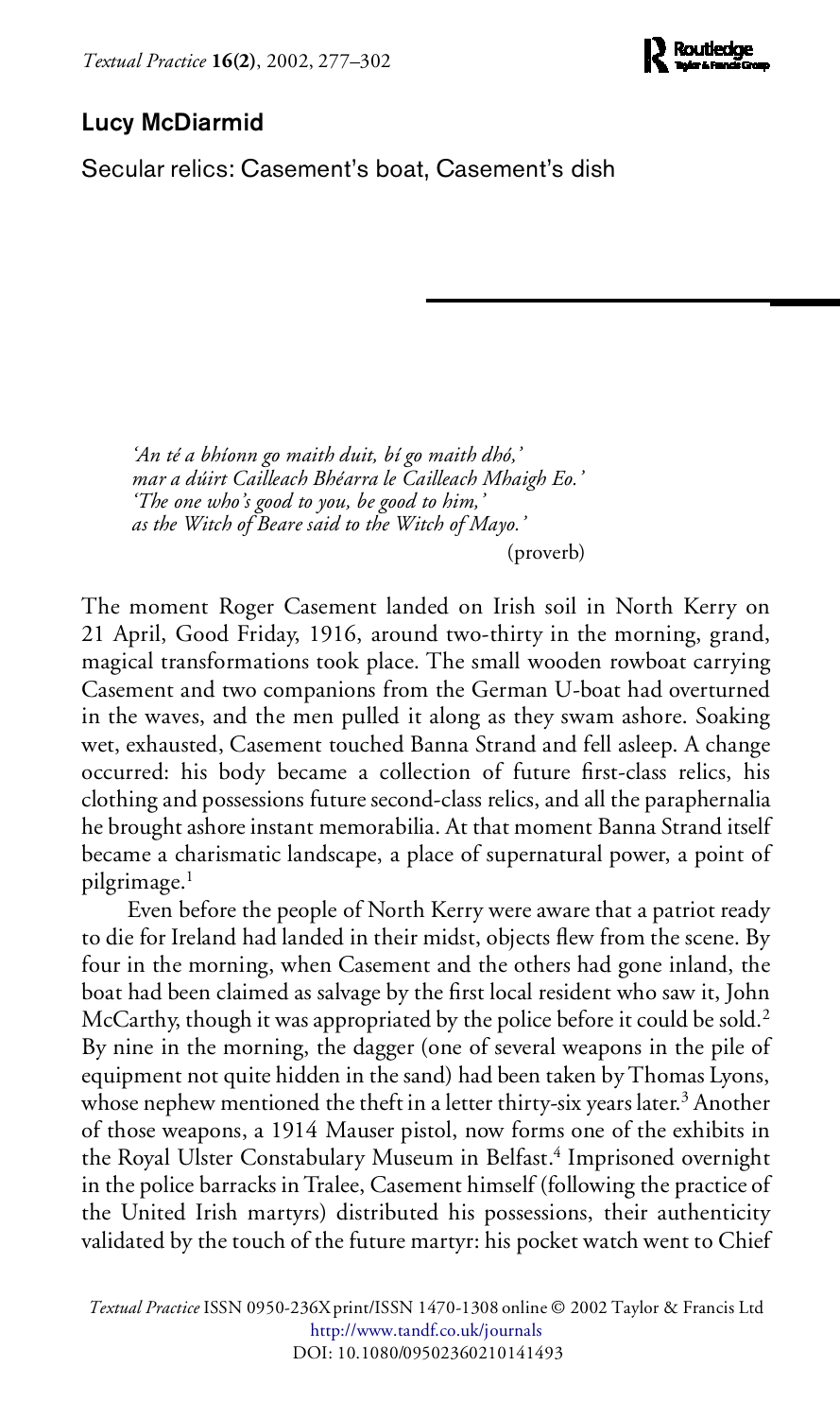Lucy McDiarmid

# Secular relics: Casement's boat, Casement's dish

> *'An té a bhíonn go maith duit, bí go maith dhó,'*
> *mar a dúirt Cailleach Bhéarra le Cailleach Mhaigh Eo.'*
> *'The one who's good to you, be good to him,'*
> *as the Witch of Beare said to the Witch of Mayo.'*
>
> (proverb)

The moment Roger Casement landed on Irish soil in North Kerry on 21 April, Good Friday, 1916, around two-thirty in the morning, grand, magical transformations took place. The small wooden rowboat carrying Casement and two companions from the German U-boat had overturned in the waves, and the men pulled it along as they swam ashore. Soaking wet, exhausted, Casement touched Banna Strand and fell asleep. A change occurred: his body became a collection of future first-class relics, his clothing and possessions future second-class relics, and all the paraphernalia he brought ashore instant memorabilia. At that moment Banna Strand itself became a charismatic landscape, a place of supernatural power, a point of pilgrimage.[1]

Even before the people of North Kerry were aware that a patriot ready to die for Ireland had landed in their midst, objects flew from the scene. By four in the morning, when Casement and the others had gone inland, the boat had been claimed as salvage by the first local resident who saw it, John McCarthy, though it was appropriated by the police before it could be sold.[2] By nine in the morning, the dagger (one of several weapons in the pile of equipment not quite hidden in the sand) had been taken by Thomas Lyons, whose nephew mentioned the theft in a letter thirty-six years later.[3] Another of those weapons, a 1914 Mauser pistol, now forms one of the exhibits in the Royal Ulster Constabulary Museum in Belfast.[4] Imprisoned overnight in the police barracks in Tralee, Casement himself (following the practice of the United Irish martyrs) distributed his possessions, their authenticity validated by the touch of the future martyr: his pocket watch went to Chief

*Textual Practice* ISSN 0950-236X print/ISSN 1470-1308 online © 2002 Taylor & Francis Ltd
http://www.tandf.co.uk/journals
DOI: 10.1080/09502360210141493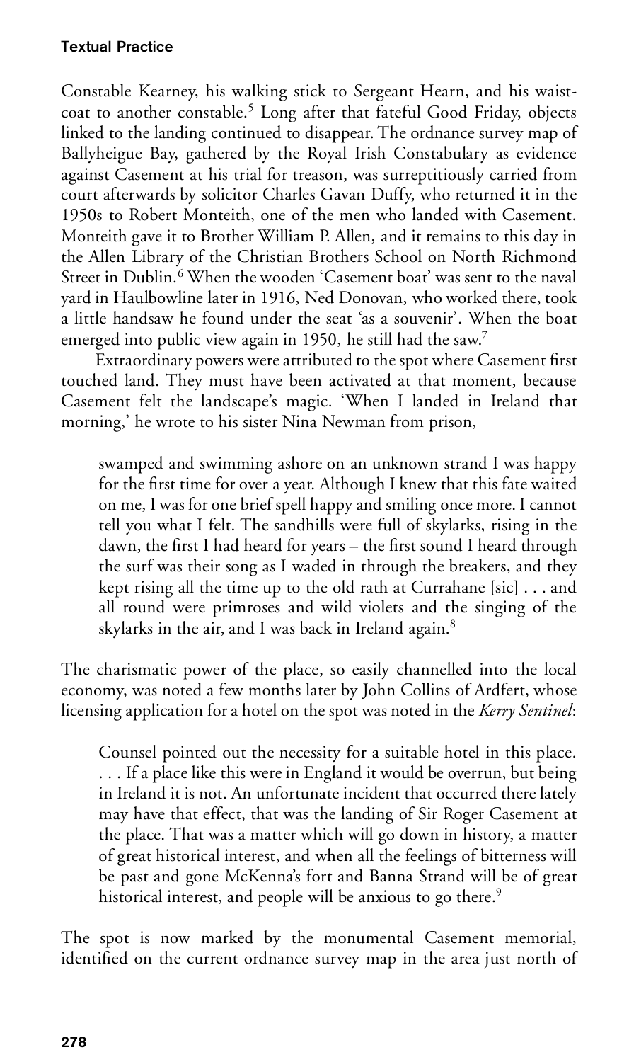Constable Kearney, his walking stick to Sergeant Hearn, and his waistcoat to another constable.[5] Long after that fateful Good Friday, objects linked to the landing continued to disappear. The ordnance survey map of Ballyheigue Bay, gathered by the Royal Irish Constabulary as evidence against Casement at his trial for treason, was surreptitiously carried from court afterwards by solicitor Charles Gavan Duffy, who returned it in the 1950s to Robert Monteith, one of the men who landed with Casement. Monteith gave it to Brother William P. Allen, and it remains to this day in the Allen Library of the Christian Brothers School on North Richmond Street in Dublin.[6] When the wooden 'Casement boat' was sent to the naval yard in Haulbowline later in 1916, Ned Donovan, who worked there, took a little handsaw he found under the seat 'as a souvenir'. When the boat emerged into public view again in 1950, he still had the saw.[7]

Extraordinary powers were attributed to the spot where Casement first touched land. They must have been activated at that moment, because Casement felt the landscape's magic. 'When I landed in Ireland that morning,' he wrote to his sister Nina Newman from prison,

> swamped and swimming ashore on an unknown strand I was happy for the first time for over a year. Although I knew that this fate waited on me, I was for one brief spell happy and smiling once more. I cannot tell you what I felt. The sandhills were full of skylarks, rising in the dawn, the first I had heard for years – the first sound I heard through the surf was their song as I waded in through the breakers, and they kept rising all the time up to the old rath at Currahane [sic] . . . and all round were primroses and wild violets and the singing of the skylarks in the air, and I was back in Ireland again.[8]

The charismatic power of the place, so easily channelled into the local economy, was noted a few months later by John Collins of Ardfert, whose licensing application for a hotel on the spot was noted in the *Kerry Sentinel*:

> Counsel pointed out the necessity for a suitable hotel in this place. . . . If a place like this were in England it would be overrun, but being in Ireland it is not. An unfortunate incident that occurred there lately may have that effect, that was the landing of Sir Roger Casement at the place. That was a matter which will go down in history, a matter of great historical interest, and when all the feelings of bitterness will be past and gone McKenna's fort and Banna Strand will be of great historical interest, and people will be anxious to go there.[9]

The spot is now marked by the monumental Casement memorial, identified on the current ordnance survey map in the area just north of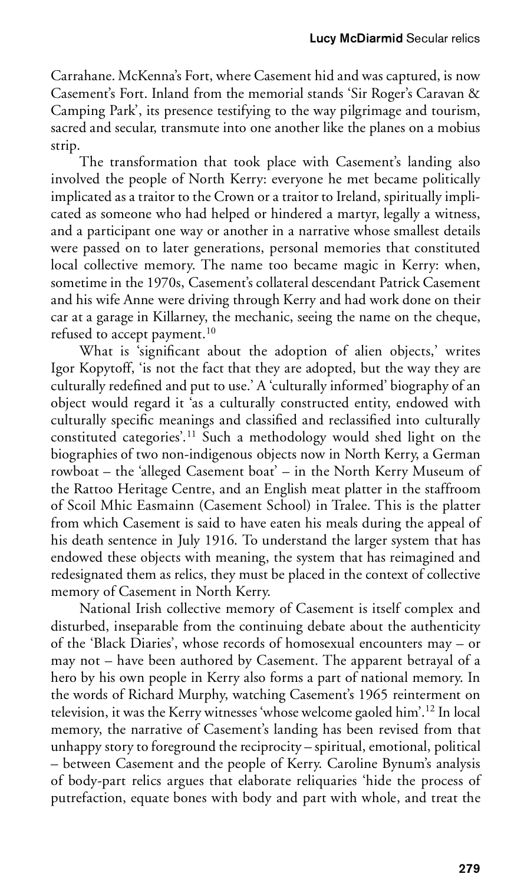Carrahane. McKenna's Fort, where Casement hid and was captured, is now Casement's Fort. Inland from the memorial stands 'Sir Roger's Caravan & Camping Park', its presence testifying to the way pilgrimage and tourism, sacred and secular, transmute into one another like the planes on a mobius strip.

The transformation that took place with Casement's landing also involved the people of North Kerry: everyone he met became politically implicated as a traitor to the Crown or a traitor to Ireland, spiritually implicated as someone who had helped or hindered a martyr, legally a witness, and a participant one way or another in a narrative whose smallest details were passed on to later generations, personal memories that constituted local collective memory. The name too became magic in Kerry: when, sometime in the 1970s, Casement's collateral descendant Patrick Casement and his wife Anne were driving through Kerry and had work done on their car at a garage in Killarney, the mechanic, seeing the name on the cheque, refused to accept payment.[10]

What is 'significant about the adoption of alien objects,' writes Igor Kopytoff, 'is not the fact that they are adopted, but the way they are culturally redefined and put to use.' A 'culturally informed' biography of an object would regard it 'as a culturally constructed entity, endowed with culturally specific meanings and classified and reclassified into culturally constituted categories'.[11] Such a methodology would shed light on the biographies of two non-indigenous objects now in North Kerry, a German rowboat – the 'alleged Casement boat' – in the North Kerry Museum of the Rattoo Heritage Centre, and an English meat platter in the staffroom of Scoil Mhic Easmainn (Casement School) in Tralee. This is the platter from which Casement is said to have eaten his meals during the appeal of his death sentence in July 1916. To understand the larger system that has endowed these objects with meaning, the system that has reimagined and redesignated them as relics, they must be placed in the context of collective memory of Casement in North Kerry.

National Irish collective memory of Casement is itself complex and disturbed, inseparable from the continuing debate about the authenticity of the 'Black Diaries', whose records of homosexual encounters may – or may not – have been authored by Casement. The apparent betrayal of a hero by his own people in Kerry also forms a part of national memory. In the words of Richard Murphy, watching Casement's 1965 reinterment on television, it was the Kerry witnesses 'whose welcome gaoled him'.[12] In local memory, the narrative of Casement's landing has been revised from that unhappy story to foreground the reciprocity – spiritual, emotional, political – between Casement and the people of Kerry. Caroline Bynum's analysis of body-part relics argues that elaborate reliquaries 'hide the process of putrefaction, equate bones with body and part with whole, and treat the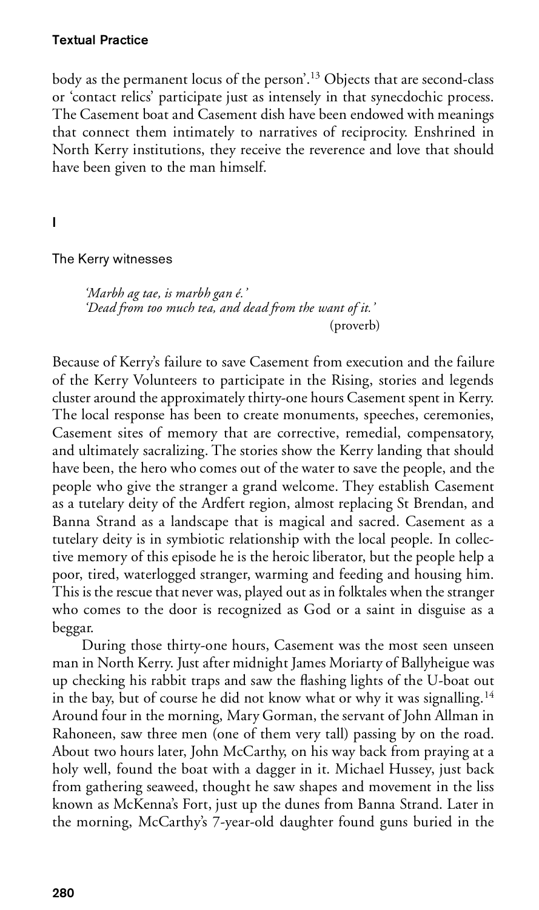body as the permanent locus of the person'.[13] Objects that are second-class or 'contact relics' participate just as intensely in that synecdochic process. The Casement boat and Casement dish have been endowed with meanings that connect them intimately to narratives of reciprocity. Enshrined in North Kerry institutions, they receive the reverence and love that should have been given to the man himself.

## I

### The Kerry witnesses

> *'Marbh ag tae, is marbh gan é.'*
> *'Dead from too much tea, and dead from the want of it.'*
> (proverb)

Because of Kerry's failure to save Casement from execution and the failure of the Kerry Volunteers to participate in the Rising, stories and legends cluster around the approximately thirty-one hours Casement spent in Kerry. The local response has been to create monuments, speeches, ceremonies, Casement sites of memory that are corrective, remedial, compensatory, and ultimately sacralizing. The stories show the Kerry landing that should have been, the hero who comes out of the water to save the people, and the people who give the stranger a grand welcome. They establish Casement as a tutelary deity of the Ardfert region, almost replacing St Brendan, and Banna Strand as a landscape that is magical and sacred. Casement as a tutelary deity is in symbiotic relationship with the local people. In collective memory of this episode he is the heroic liberator, but the people help a poor, tired, waterlogged stranger, warming and feeding and housing him. This is the rescue that never was, played out as in folktales when the stranger who comes to the door is recognized as God or a saint in disguise as a beggar.

During those thirty-one hours, Casement was the most seen unseen man in North Kerry. Just after midnight James Moriarty of Ballyheigue was up checking his rabbit traps and saw the flashing lights of the U-boat out in the bay, but of course he did not know what or why it was signalling.[14] Around four in the morning, Mary Gorman, the servant of John Allman in Rahoneen, saw three men (one of them very tall) passing by on the road. About two hours later, John McCarthy, on his way back from praying at a holy well, found the boat with a dagger in it. Michael Hussey, just back from gathering seaweed, thought he saw shapes and movement in the liss known as McKenna's Fort, just up the dunes from Banna Strand. Later in the morning, McCarthy's 7-year-old daughter found guns buried in the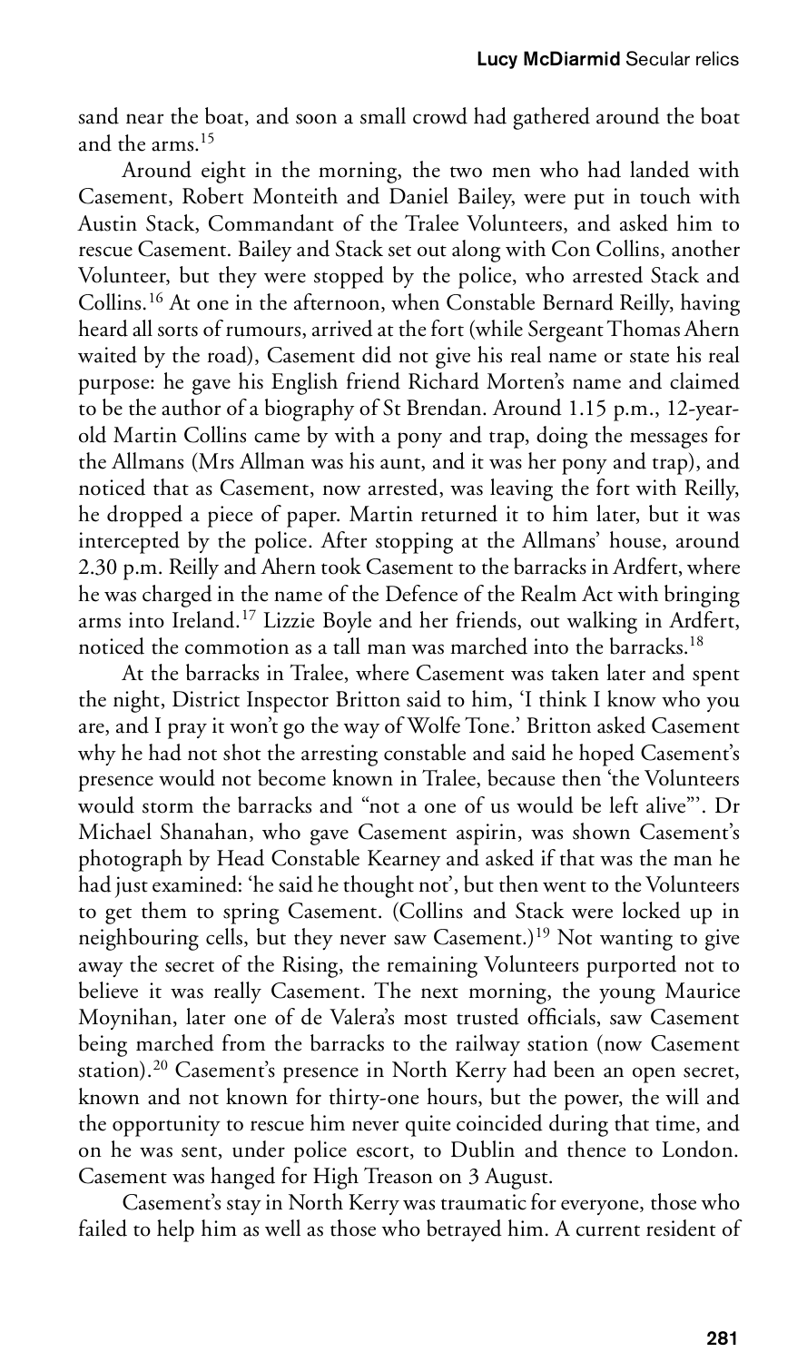sand near the boat, and soon a small crowd had gathered around the boat and the arms.[15]

Around eight in the morning, the two men who had landed with Casement, Robert Monteith and Daniel Bailey, were put in touch with Austin Stack, Commandant of the Tralee Volunteers, and asked him to rescue Casement. Bailey and Stack set out along with Con Collins, another Volunteer, but they were stopped by the police, who arrested Stack and Collins.[16] At one in the afternoon, when Constable Bernard Reilly, having heard all sorts of rumours, arrived at the fort (while Sergeant Thomas Ahern waited by the road), Casement did not give his real name or state his real purpose: he gave his English friend Richard Morten's name and claimed to be the author of a biography of St Brendan. Around 1.15 p.m., 12-year-old Martin Collins came by with a pony and trap, doing the messages for the Allmans (Mrs Allman was his aunt, and it was her pony and trap), and noticed that as Casement, now arrested, was leaving the fort with Reilly, he dropped a piece of paper. Martin returned it to him later, but it was intercepted by the police. After stopping at the Allmans' house, around 2.30 p.m. Reilly and Ahern took Casement to the barracks in Ardfert, where he was charged in the name of the Defence of the Realm Act with bringing arms into Ireland.[17] Lizzie Boyle and her friends, out walking in Ardfert, noticed the commotion as a tall man was marched into the barracks.[18]

At the barracks in Tralee, where Casement was taken later and spent the night, District Inspector Britton said to him, 'I think I know who you are, and I pray it won't go the way of Wolfe Tone.' Britton asked Casement why he had not shot the arresting constable and said he hoped Casement's presence would not become known in Tralee, because then 'the Volunteers would storm the barracks and "not a one of us would be left alive"'. Dr Michael Shanahan, who gave Casement aspirin, was shown Casement's photograph by Head Constable Kearney and asked if that was the man he had just examined: 'he said he thought not', but then went to the Volunteers to get them to spring Casement. (Collins and Stack were locked up in neighbouring cells, but they never saw Casement.)[19] Not wanting to give away the secret of the Rising, the remaining Volunteers purported not to believe it was really Casement. The next morning, the young Maurice Moynihan, later one of de Valera's most trusted officials, saw Casement being marched from the barracks to the railway station (now Casement station).[20] Casement's presence in North Kerry had been an open secret, known and not known for thirty-one hours, but the power, the will and the opportunity to rescue him never quite coincided during that time, and on he was sent, under police escort, to Dublin and thence to London. Casement was hanged for High Treason on 3 August.

Casement's stay in North Kerry was traumatic for everyone, those who failed to help him as well as those who betrayed him. A current resident of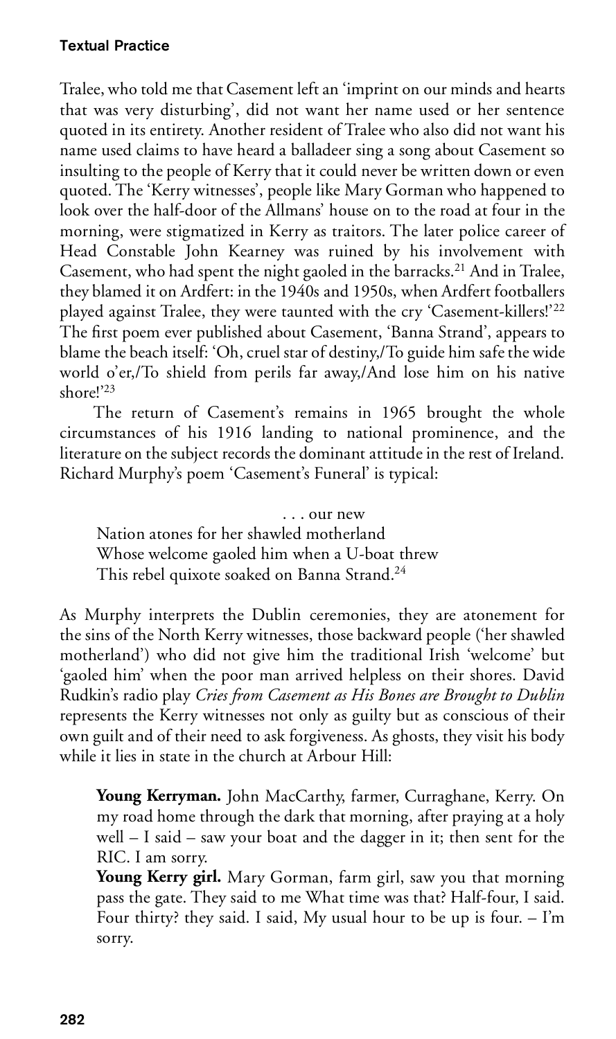Tralee, who told me that Casement left an 'imprint on our minds and hearts that was very disturbing', did not want her name used or her sentence quoted in its entirety. Another resident of Tralee who also did not want his name used claims to have heard a balladeer sing a song about Casement so insulting to the people of Kerry that it could never be written down or even quoted. The 'Kerry witnesses', people like Mary Gorman who happened to look over the half-door of the Allmans' house on to the road at four in the morning, were stigmatized in Kerry as traitors. The later police career of Head Constable John Kearney was ruined by his involvement with Casement, who had spent the night gaoled in the barracks.[21] And in Tralee, they blamed it on Ardfert: in the 1940s and 1950s, when Ardfert footballers played against Tralee, they were taunted with the cry 'Casement-killers!'[22] The first poem ever published about Casement, 'Banna Strand', appears to blame the beach itself: 'Oh, cruel star of destiny,/To guide him safe the wide world o'er,/To shield from perils far away,/And lose him on his native shore!'[23]

The return of Casement's remains in 1965 brought the whole circumstances of his 1916 landing to national prominence, and the literature on the subject records the dominant attitude in the rest of Ireland. Richard Murphy's poem 'Casement's Funeral' is typical:

> . . . our new
> Nation atones for her shawled motherland
> Whose welcome gaoled him when a U-boat threw
> This rebel quixote soaked on Banna Strand.[24]

As Murphy interprets the Dublin ceremonies, they are atonement for the sins of the North Kerry witnesses, those backward people ('her shawled motherland') who did not give him the traditional Irish 'welcome' but 'gaoled him' when the poor man arrived helpless on their shores. David Rudkin's radio play *Cries from Casement as His Bones are Brought to Dublin* represents the Kerry witnesses not only as guilty but as conscious of their own guilt and of their need to ask forgiveness. As ghosts, they visit his body while it lies in state in the church at Arbour Hill:

> **Young Kerryman.** John MacCarthy, farmer, Curraghane, Kerry. On my road home through the dark that morning, after praying at a holy well – I said – saw your boat and the dagger in it; then sent for the RIC. I am sorry.
>
> **Young Kerry girl.** Mary Gorman, farm girl, saw you that morning pass the gate. They said to me What time was that? Half-four, I said. Four thirty? they said. I said, My usual hour to be up is four. – I'm sorry.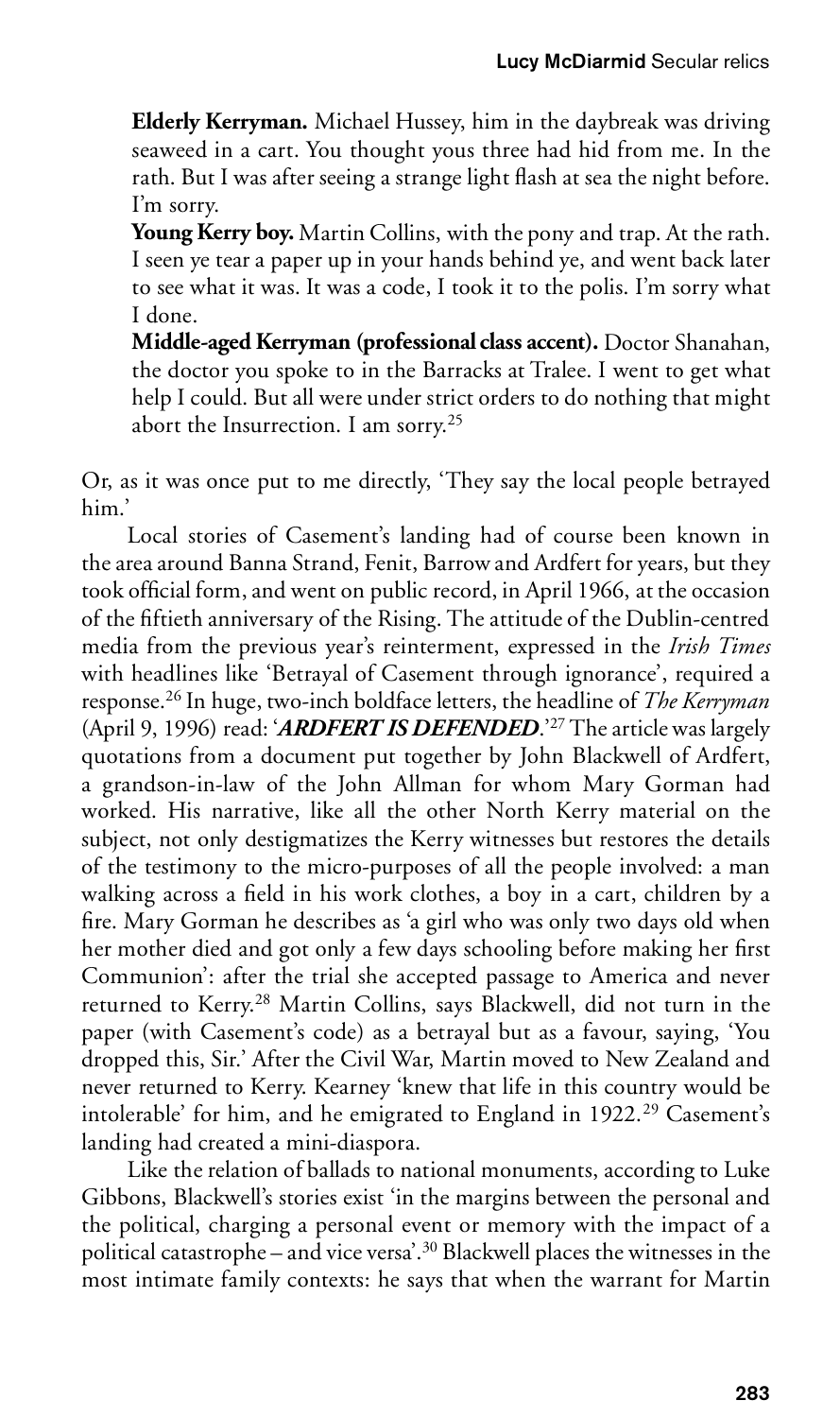**Elderly Kerryman.** Michael Hussey, him in the daybreak was driving seaweed in a cart. You thought yous three had hid from me. In the rath. But I was after seeing a strange light flash at sea the night before. I'm sorry.

**Young Kerry boy.** Martin Collins, with the pony and trap. At the rath. I seen ye tear a paper up in your hands behind ye, and went back later to see what it was. It was a code, I took it to the polis. I'm sorry what I done.

**Middle-aged Kerryman (professional class accent).** Doctor Shanahan, the doctor you spoke to in the Barracks at Tralee. I went to get what help I could. But all were under strict orders to do nothing that might abort the Insurrection. I am sorry.[25]

Or, as it was once put to me directly, 'They say the local people betrayed him.'

Local stories of Casement's landing had of course been known in the area around Banna Strand, Fenit, Barrow and Ardfert for years, but they took official form, and went on public record, in April 1966, at the occasion of the fiftieth anniversary of the Rising. The attitude of the Dublin-centred media from the previous year's reinterment, expressed in the *Irish Times* with headlines like 'Betrayal of Casement through ignorance', required a response.[26] In huge, two-inch boldface letters, the headline of *The Kerryman* (April 9, 1996) read: '***ARDFERT IS DEFENDED***.'[27] The article was largely quotations from a document put together by John Blackwell of Ardfert, a grandson-in-law of the John Allman for whom Mary Gorman had worked. His narrative, like all the other North Kerry material on the subject, not only destigmatizes the Kerry witnesses but restores the details of the testimony to the micro-purposes of all the people involved: a man walking across a field in his work clothes, a boy in a cart, children by a fire. Mary Gorman he describes as 'a girl who was only two days old when her mother died and got only a few days schooling before making her first Communion': after the trial she accepted passage to America and never returned to Kerry.[28] Martin Collins, says Blackwell, did not turn in the paper (with Casement's code) as a betrayal but as a favour, saying, 'You dropped this, Sir.' After the Civil War, Martin moved to New Zealand and never returned to Kerry. Kearney 'knew that life in this country would be intolerable' for him, and he emigrated to England in 1922.[29] Casement's landing had created a mini-diaspora.

Like the relation of ballads to national monuments, according to Luke Gibbons, Blackwell's stories exist 'in the margins between the personal and the political, charging a personal event or memory with the impact of a political catastrophe – and vice versa'.[30] Blackwell places the witnesses in the most intimate family contexts: he says that when the warrant for Martin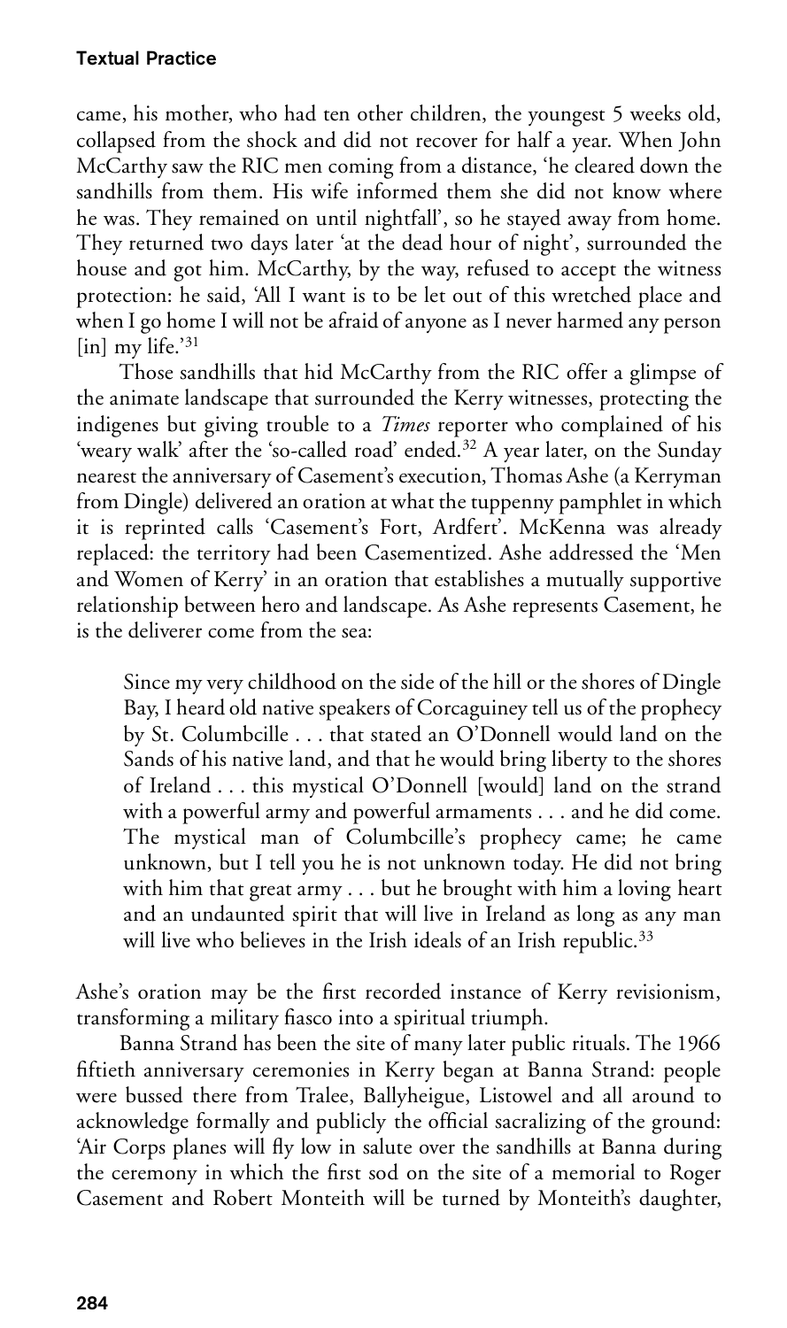came, his mother, who had ten other children, the youngest 5 weeks old, collapsed from the shock and did not recover for half a year. When John McCarthy saw the RIC men coming from a distance, 'he cleared down the sandhills from them. His wife informed them she did not know where he was. They remained on until nightfall', so he stayed away from home. They returned two days later 'at the dead hour of night', surrounded the house and got him. McCarthy, by the way, refused to accept the witness protection: he said, 'All I want is to be let out of this wretched place and when I go home I will not be afraid of anyone as I never harmed any person [in] my life.'[31]

Those sandhills that hid McCarthy from the RIC offer a glimpse of the animate landscape that surrounded the Kerry witnesses, protecting the indigenes but giving trouble to a *Times* reporter who complained of his 'weary walk' after the 'so-called road' ended.[32] A year later, on the Sunday nearest the anniversary of Casement's execution, Thomas Ashe (a Kerryman from Dingle) delivered an oration at what the tuppenny pamphlet in which it is reprinted calls 'Casement's Fort, Ardfert'. McKenna was already replaced: the territory had been Casementized. Ashe addressed the 'Men and Women of Kerry' in an oration that establishes a mutually supportive relationship between hero and landscape. As Ashe represents Casement, he is the deliverer come from the sea:

> Since my very childhood on the side of the hill or the shores of Dingle Bay, I heard old native speakers of Corcaguiney tell us of the prophecy by St. Columbcille . . . that stated an O'Donnell would land on the Sands of his native land, and that he would bring liberty to the shores of Ireland . . . this mystical O'Donnell [would] land on the strand with a powerful army and powerful armaments . . . and he did come. The mystical man of Columbcille's prophecy came; he came unknown, but I tell you he is not unknown today. He did not bring with him that great army . . . but he brought with him a loving heart and an undaunted spirit that will live in Ireland as long as any man will live who believes in the Irish ideals of an Irish republic.[33]

Ashe's oration may be the first recorded instance of Kerry revisionism, transforming a military fiasco into a spiritual triumph.

Banna Strand has been the site of many later public rituals. The 1966 fiftieth anniversary ceremonies in Kerry began at Banna Strand: people were bussed there from Tralee, Ballyheigue, Listowel and all around to acknowledge formally and publicly the official sacralizing of the ground: 'Air Corps planes will fly low in salute over the sandhills at Banna during the ceremony in which the first sod on the site of a memorial to Roger Casement and Robert Monteith will be turned by Monteith's daughter,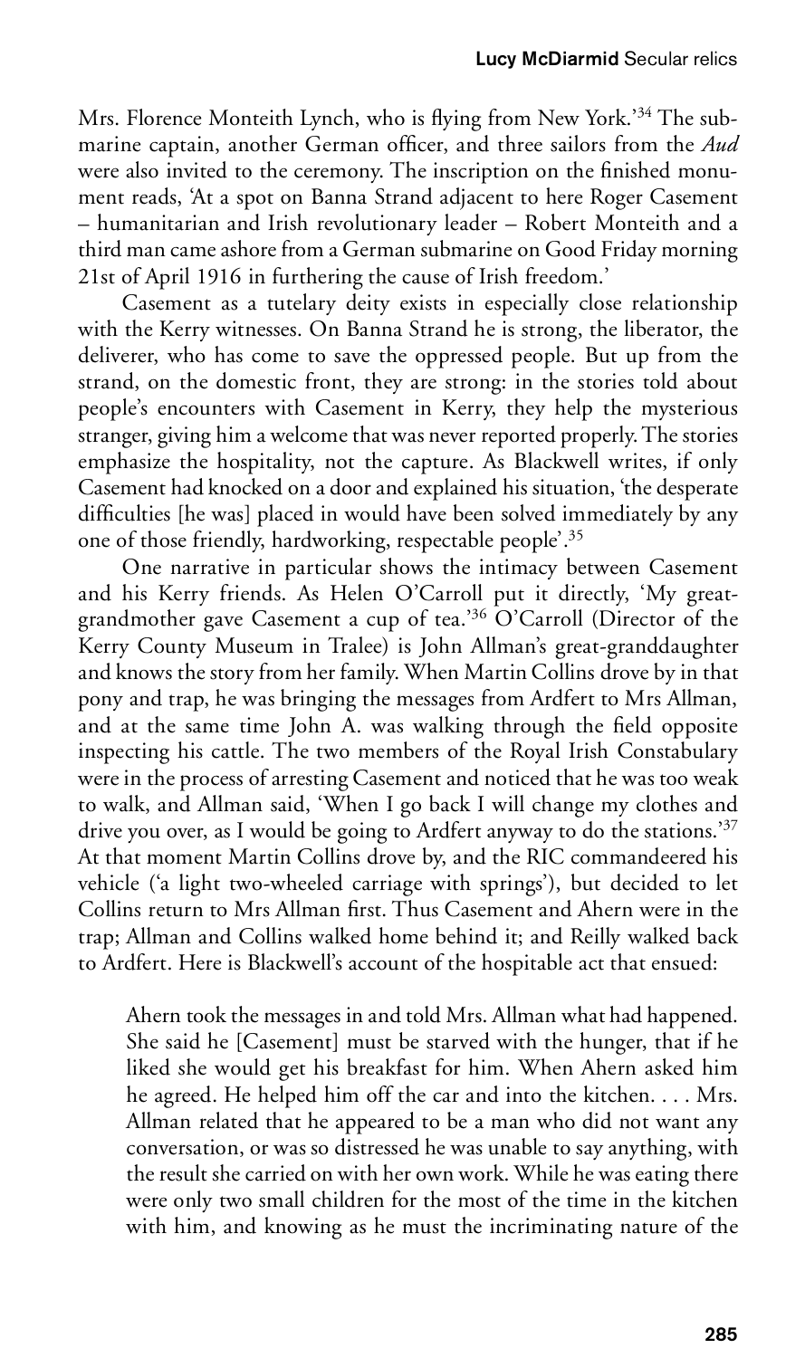Mrs. Florence Monteith Lynch, who is flying from New York.'[34] The submarine captain, another German officer, and three sailors from the *Aud* were also invited to the ceremony. The inscription on the finished monument reads, 'At a spot on Banna Strand adjacent to here Roger Casement – humanitarian and Irish revolutionary leader – Robert Monteith and a third man came ashore from a German submarine on Good Friday morning 21st of April 1916 in furthering the cause of Irish freedom.'

Casement as a tutelary deity exists in especially close relationship with the Kerry witnesses. On Banna Strand he is strong, the liberator, the deliverer, who has come to save the oppressed people. But up from the strand, on the domestic front, they are strong: in the stories told about people's encounters with Casement in Kerry, they help the mysterious stranger, giving him a welcome that was never reported properly. The stories emphasize the hospitality, not the capture. As Blackwell writes, if only Casement had knocked on a door and explained his situation, 'the desperate difficulties [he was] placed in would have been solved immediately by any one of those friendly, hardworking, respectable people'.[35]

One narrative in particular shows the intimacy between Casement and his Kerry friends. As Helen O'Carroll put it directly, 'My great-grandmother gave Casement a cup of tea.'[36] O'Carroll (Director of the Kerry County Museum in Tralee) is John Allman's great-granddaughter and knows the story from her family. When Martin Collins drove by in that pony and trap, he was bringing the messages from Ardfert to Mrs Allman, and at the same time John A. was walking through the field opposite inspecting his cattle. The two members of the Royal Irish Constabulary were in the process of arresting Casement and noticed that he was too weak to walk, and Allman said, 'When I go back I will change my clothes and drive you over, as I would be going to Ardfert anyway to do the stations.'[37] At that moment Martin Collins drove by, and the RIC commandeered his vehicle ('a light two-wheeled carriage with springs'), but decided to let Collins return to Mrs Allman first. Thus Casement and Ahern were in the trap; Allman and Collins walked home behind it; and Reilly walked back to Ardfert. Here is Blackwell's account of the hospitable act that ensued:

> Ahern took the messages in and told Mrs. Allman what had happened. She said he [Casement] must be starved with the hunger, that if he liked she would get his breakfast for him. When Ahern asked him he agreed. He helped him off the car and into the kitchen. . . . Mrs. Allman related that he appeared to be a man who did not want any conversation, or was so distressed he was unable to say anything, with the result she carried on with her own work. While he was eating there were only two small children for the most of the time in the kitchen with him, and knowing as he must the incriminating nature of the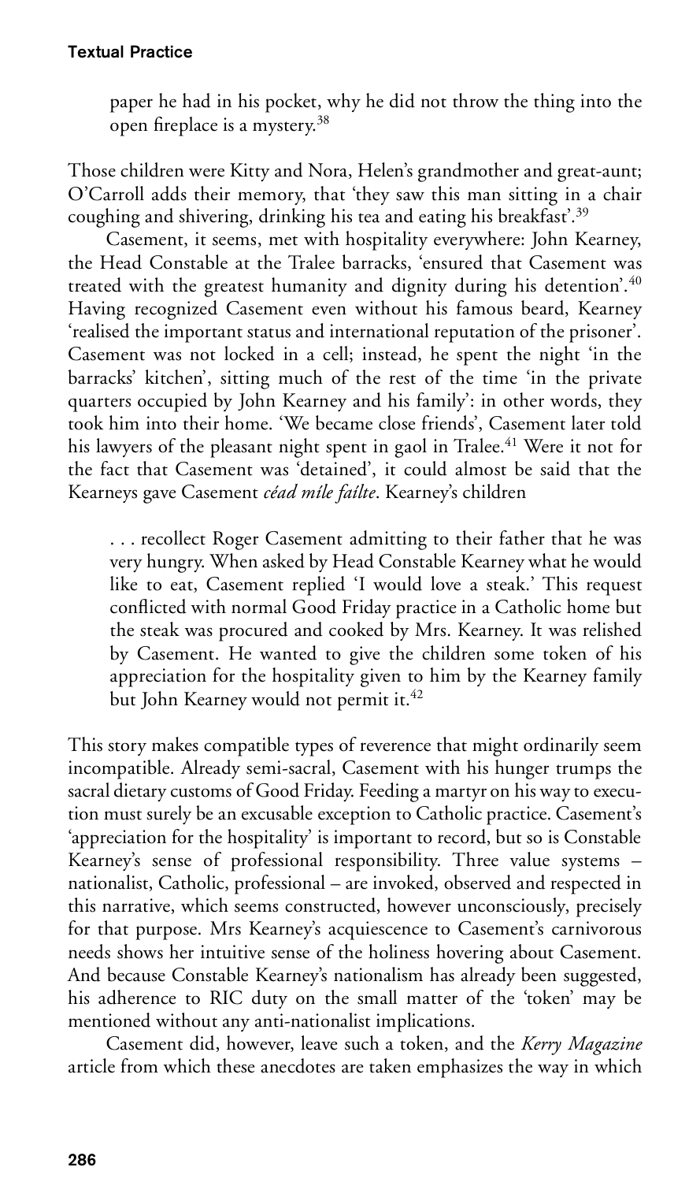> paper he had in his pocket, why he did not throw the thing into the open fireplace is a mystery.[38]

Those children were Kitty and Nora, Helen's grandmother and great-aunt; O'Carroll adds their memory, that 'they saw this man sitting in a chair coughing and shivering, drinking his tea and eating his breakfast'.[39]

Casement, it seems, met with hospitality everywhere: John Kearney, the Head Constable at the Tralee barracks, 'ensured that Casement was treated with the greatest humanity and dignity during his detention'.[40] Having recognized Casement even without his famous beard, Kearney 'realised the important status and international reputation of the prisoner'. Casement was not locked in a cell; instead, he spent the night 'in the barracks' kitchen', sitting much of the rest of the time 'in the private quarters occupied by John Kearney and his family': in other words, they took him into their home. 'We became close friends', Casement later told his lawyers of the pleasant night spent in gaol in Tralee.[41] Were it not for the fact that Casement was 'detained', it could almost be said that the Kearneys gave Casement *céad míle fáilte*. Kearney's children

> . . . recollect Roger Casement admitting to their father that he was very hungry. When asked by Head Constable Kearney what he would like to eat, Casement replied 'I would love a steak.' This request conflicted with normal Good Friday practice in a Catholic home but the steak was procured and cooked by Mrs. Kearney. It was relished by Casement. He wanted to give the children some token of his appreciation for the hospitality given to him by the Kearney family but John Kearney would not permit it.[42]

This story makes compatible types of reverence that might ordinarily seem incompatible. Already semi-sacral, Casement with his hunger trumps the sacral dietary customs of Good Friday. Feeding a martyr on his way to execution must surely be an excusable exception to Catholic practice. Casement's 'appreciation for the hospitality' is important to record, but so is Constable Kearney's sense of professional responsibility. Three value systems – nationalist, Catholic, professional – are invoked, observed and respected in this narrative, which seems constructed, however unconsciously, precisely for that purpose. Mrs Kearney's acquiescence to Casement's carnivorous needs shows her intuitive sense of the holiness hovering about Casement. And because Constable Kearney's nationalism has already been suggested, his adherence to RIC duty on the small matter of the 'token' may be mentioned without any anti-nationalist implications.

Casement did, however, leave such a token, and the *Kerry Magazine* article from which these anecdotes are taken emphasizes the way in which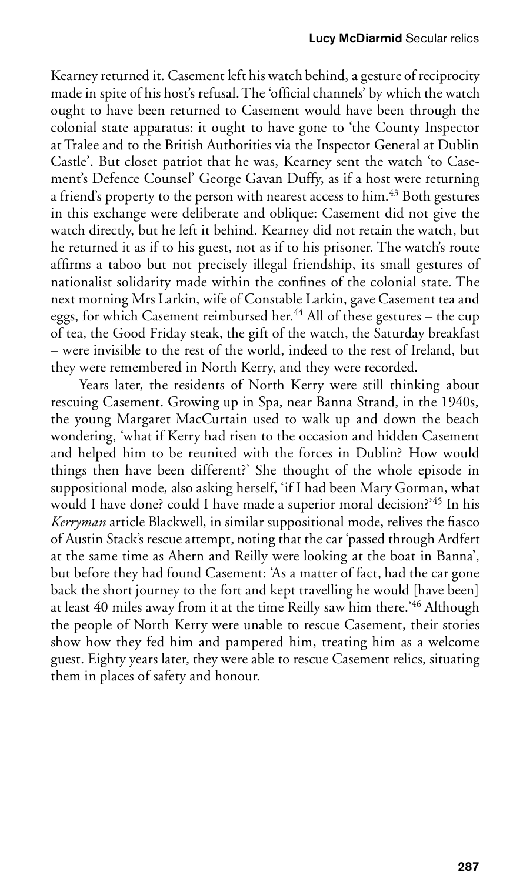Kearney returned it. Casement left his watch behind, a gesture of reciprocity made in spite of his host's refusal. The 'official channels' by which the watch ought to have been returned to Casement would have been through the colonial state apparatus: it ought to have gone to 'the County Inspector at Tralee and to the British Authorities via the Inspector General at Dublin Castle'. But closet patriot that he was, Kearney sent the watch 'to Casement's Defence Counsel' George Gavan Duffy, as if a host were returning a friend's property to the person with nearest access to him.[43] Both gestures in this exchange were deliberate and oblique: Casement did not give the watch directly, but he left it behind. Kearney did not retain the watch, but he returned it as if to his guest, not as if to his prisoner. The watch's route affirms a taboo but not precisely illegal friendship, its small gestures of nationalist solidarity made within the confines of the colonial state. The next morning Mrs Larkin, wife of Constable Larkin, gave Casement tea and eggs, for which Casement reimbursed her.[44] All of these gestures – the cup of tea, the Good Friday steak, the gift of the watch, the Saturday breakfast – were invisible to the rest of the world, indeed to the rest of Ireland, but they were remembered in North Kerry, and they were recorded.

Years later, the residents of North Kerry were still thinking about rescuing Casement. Growing up in Spa, near Banna Strand, in the 1940s, the young Margaret MacCurtain used to walk up and down the beach wondering, 'what if Kerry had risen to the occasion and hidden Casement and helped him to be reunited with the forces in Dublin? How would things then have been different?' She thought of the whole episode in suppositional mode, also asking herself, 'if I had been Mary Gorman, what would I have done? could I have made a superior moral decision?'[45] In his *Kerryman* article Blackwell, in similar suppositional mode, relives the fiasco of Austin Stack's rescue attempt, noting that the car 'passed through Ardfert at the same time as Ahern and Reilly were looking at the boat in Banna', but before they had found Casement: 'As a matter of fact, had the car gone back the short journey to the fort and kept travelling he would [have been] at least 40 miles away from it at the time Reilly saw him there.'[46] Although the people of North Kerry were unable to rescue Casement, their stories show how they fed him and pampered him, treating him as a welcome guest. Eighty years later, they were able to rescue Casement relics, situating them in places of safety and honour.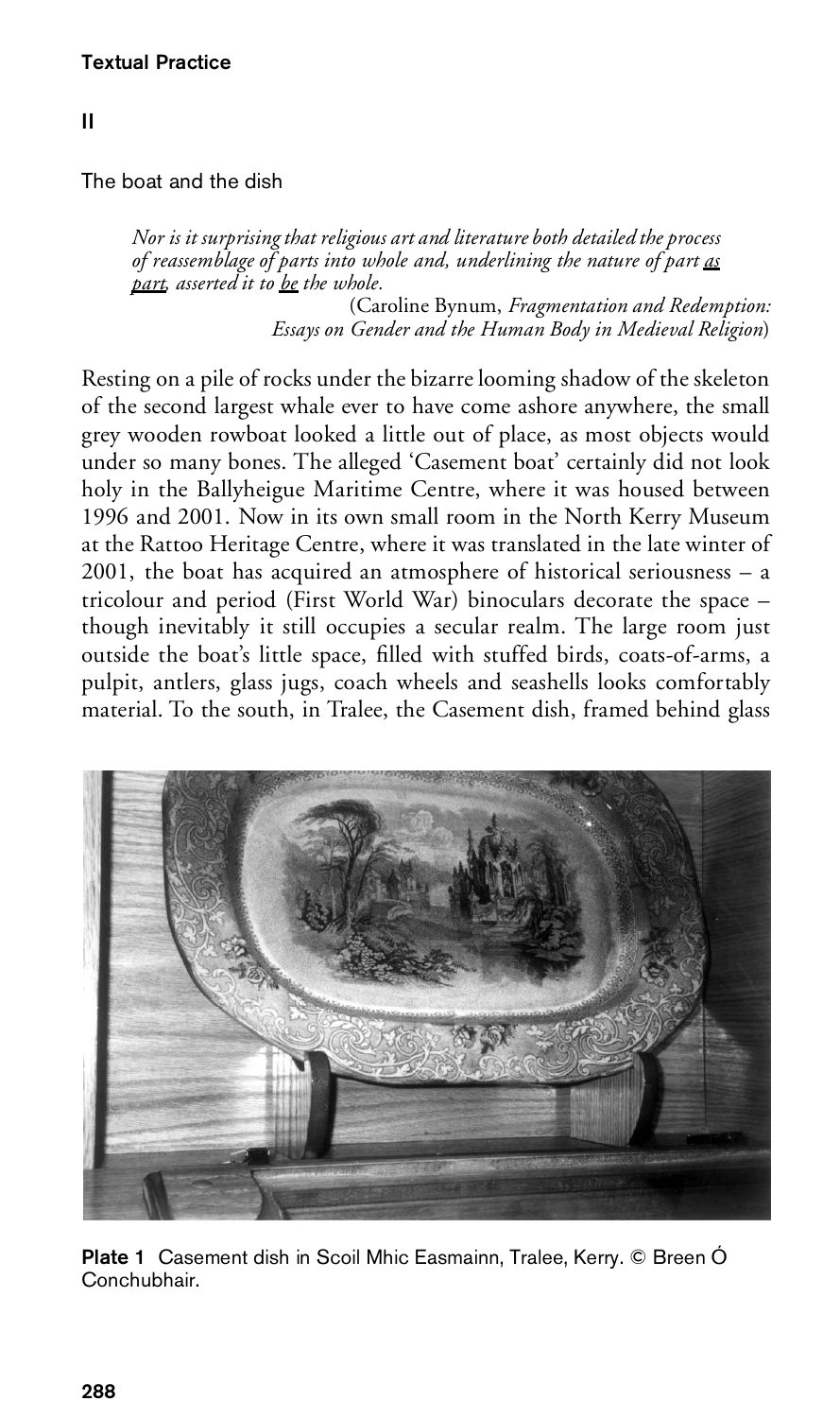## II

### The boat and the dish

> *Nor is it surprising that religious art and literature both detailed the process of reassemblage of parts into whole and, underlining the nature of part as part, asserted it to be the whole.*
>
> (Caroline Bynum, *Fragmentation and Redemption: Essays on Gender and the Human Body in Medieval Religion*)

Resting on a pile of rocks under the bizarre looming shadow of the skeleton of the second largest whale ever to have come ashore anywhere, the small grey wooden rowboat looked a little out of place, as most objects would under so many bones. The alleged 'Casement boat' certainly did not look holy in the Ballyheigue Maritime Centre, where it was housed between 1996 and 2001. Now in its own small room in the North Kerry Museum at the Rattoo Heritage Centre, where it was translated in the late winter of 2001, the boat has acquired an atmosphere of historical seriousness – a tricolour and period (First World War) binoculars decorate the space – though inevitably it still occupies a secular realm. The large room just outside the boat's little space, filled with stuffed birds, coats-of-arms, a pulpit, antlers, glass jugs, coach wheels and seashells looks comfortably material. To the south, in Tralee, the Casement dish, framed behind glass

**Plate 1** Casement dish in Scoil Mhic Easmainn, Tralee, Kerry. © Breen Ó Conchubhair.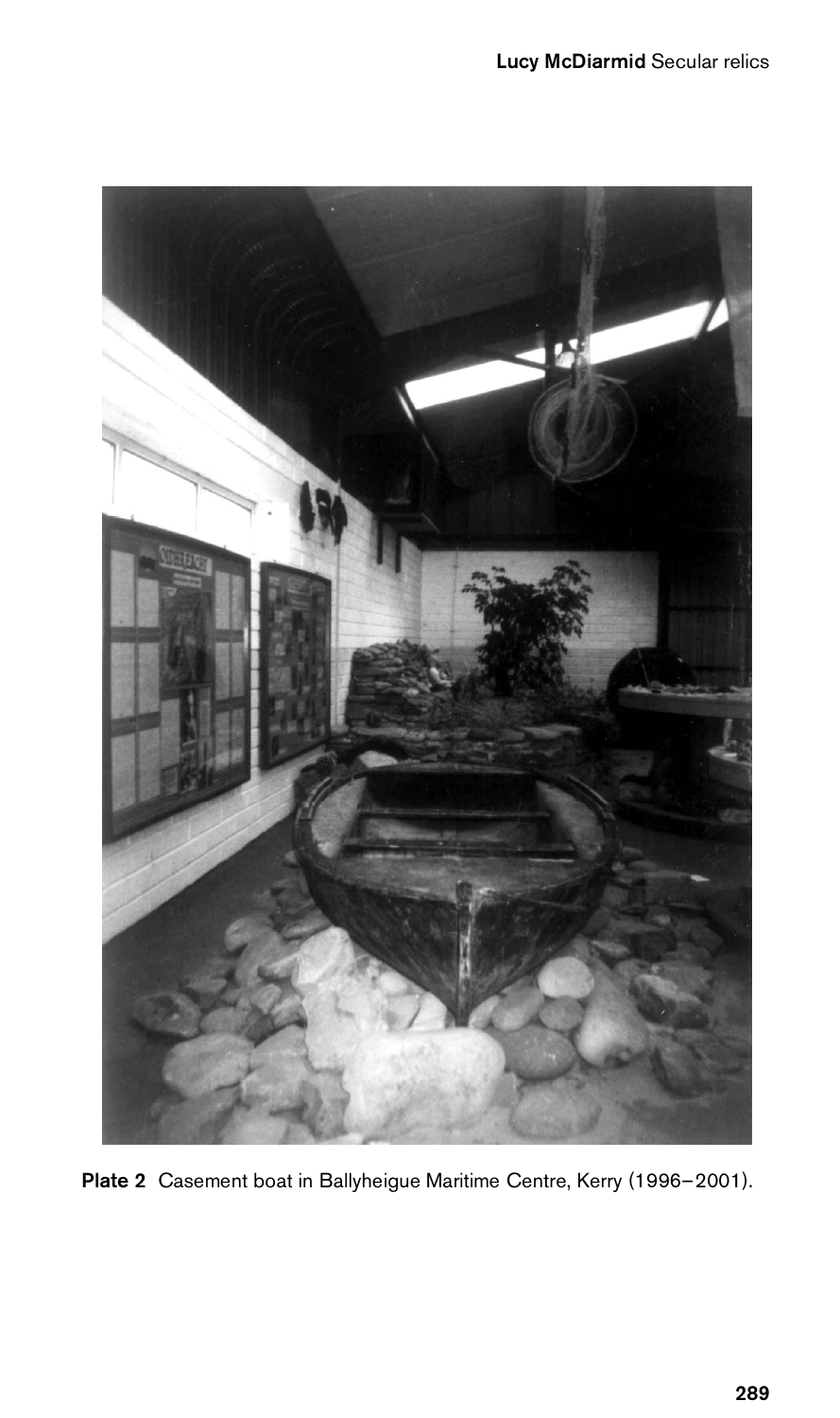**Plate 2** Casement boat in Ballyheigue Maritime Centre, Kerry (1996–2001).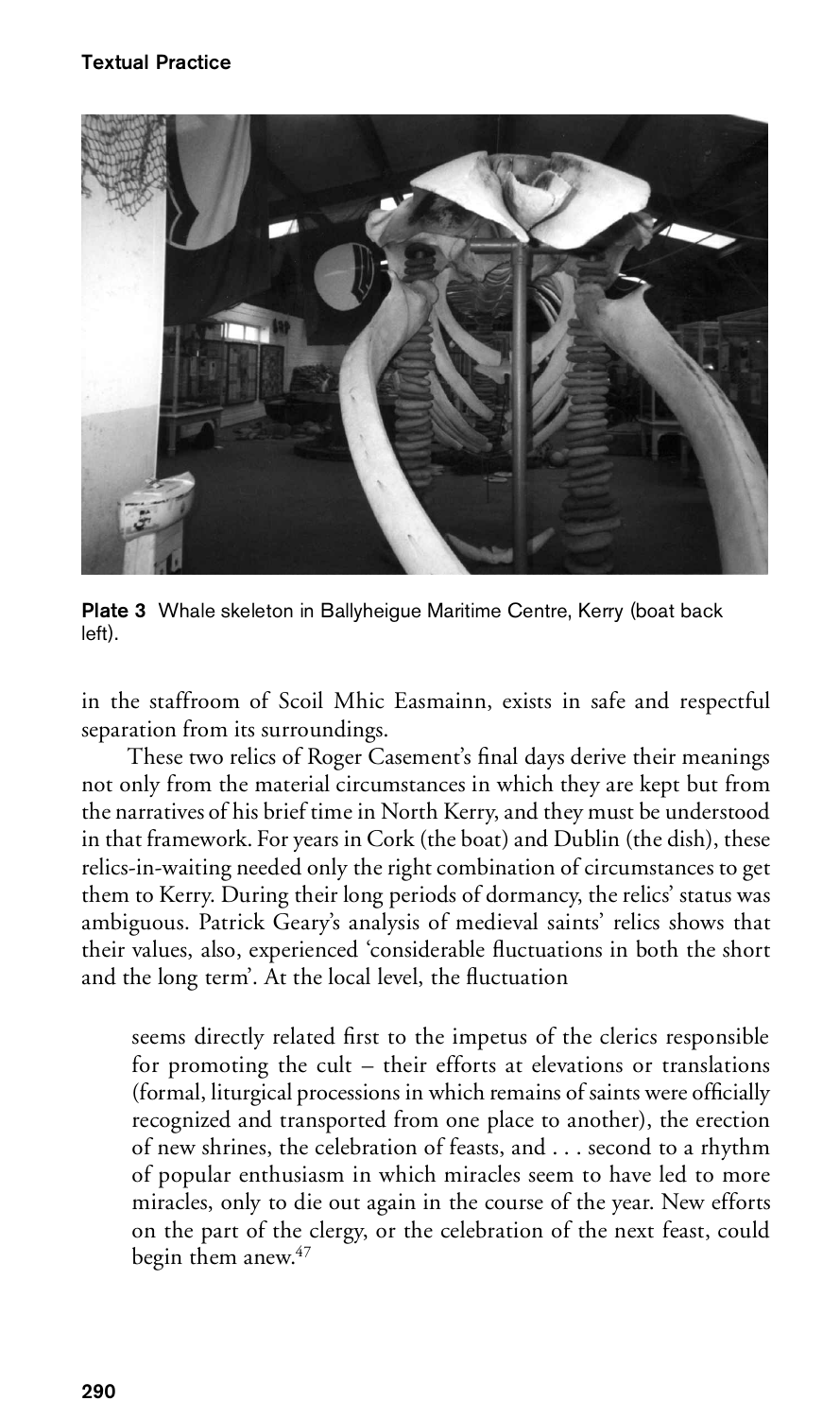**Plate 3** Whale skeleton in Ballyheigue Maritime Centre, Kerry (boat back left).

in the staffroom of Scoil Mhic Easmainn, exists in safe and respectful separation from its surroundings.

These two relics of Roger Casement's final days derive their meanings not only from the material circumstances in which they are kept but from the narratives of his brief time in North Kerry, and they must be understood in that framework. For years in Cork (the boat) and Dublin (the dish), these relics-in-waiting needed only the right combination of circumstances to get them to Kerry. During their long periods of dormancy, the relics' status was ambiguous. Patrick Geary's analysis of medieval saints' relics shows that their values, also, experienced 'considerable fluctuations in both the short and the long term'. At the local level, the fluctuation

> seems directly related first to the impetus of the clerics responsible for promoting the cult – their efforts at elevations or translations (formal, liturgical processions in which remains of saints were officially recognized and transported from one place to another), the erection of new shrines, the celebration of feasts, and . . . second to a rhythm of popular enthusiasm in which miracles seem to have led to more miracles, only to die out again in the course of the year. New efforts on the part of the clergy, or the celebration of the next feast, could begin them anew.[47]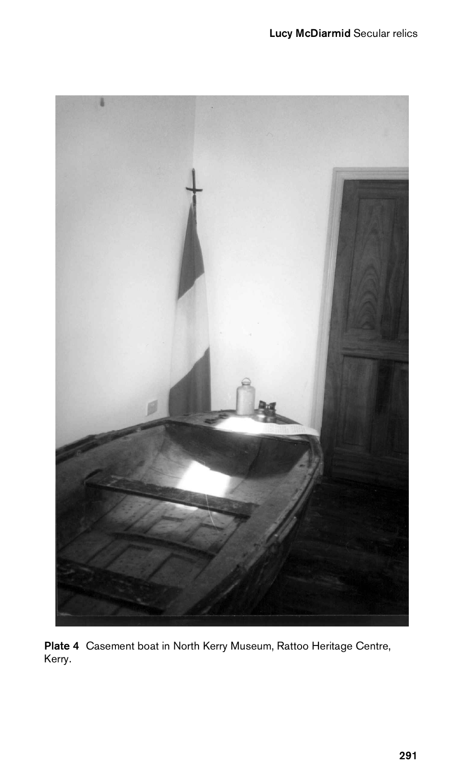**Plate 4** Casement boat in North Kerry Museum, Rattoo Heritage Centre, Kerry.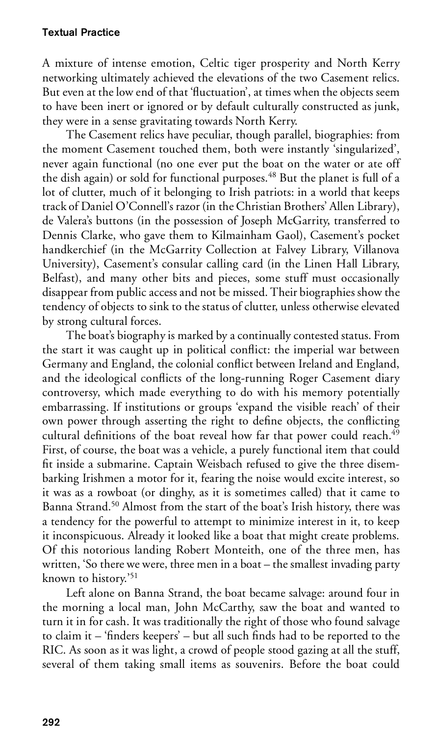A mixture of intense emotion, Celtic tiger prosperity and North Kerry networking ultimately achieved the elevations of the two Casement relics. But even at the low end of that 'fluctuation', at times when the objects seem to have been inert or ignored or by default culturally constructed as junk, they were in a sense gravitating towards North Kerry.

The Casement relics have peculiar, though parallel, biographies: from the moment Casement touched them, both were instantly 'singularized', never again functional (no one ever put the boat on the water or ate off the dish again) or sold for functional purposes.[48] But the planet is full of a lot of clutter, much of it belonging to Irish patriots: in a world that keeps track of Daniel O'Connell's razor (in the Christian Brothers' Allen Library), de Valera's buttons (in the possession of Joseph McGarrity, transferred to Dennis Clarke, who gave them to Kilmainham Gaol), Casement's pocket handkerchief (in the McGarrity Collection at Falvey Library, Villanova University), Casement's consular calling card (in the Linen Hall Library, Belfast), and many other bits and pieces, some stuff must occasionally disappear from public access and not be missed. Their biographies show the tendency of objects to sink to the status of clutter, unless otherwise elevated by strong cultural forces.

The boat's biography is marked by a continually contested status. From the start it was caught up in political conflict: the imperial war between Germany and England, the colonial conflict between Ireland and England, and the ideological conflicts of the long-running Roger Casement diary controversy, which made everything to do with his memory potentially embarrassing. If institutions or groups 'expand the visible reach' of their own power through asserting the right to define objects, the conflicting cultural definitions of the boat reveal how far that power could reach.[49] First, of course, the boat was a vehicle, a purely functional item that could fit inside a submarine. Captain Weisbach refused to give the three disembarking Irishmen a motor for it, fearing the noise would excite interest, so it was as a rowboat (or dinghy, as it is sometimes called) that it came to Banna Strand.[50] Almost from the start of the boat's Irish history, there was a tendency for the powerful to attempt to minimize interest in it, to keep it inconspicuous. Already it looked like a boat that might create problems. Of this notorious landing Robert Monteith, one of the three men, has written, 'So there we were, three men in a boat – the smallest invading party known to history.'[51]

Left alone on Banna Strand, the boat became salvage: around four in the morning a local man, John McCarthy, saw the boat and wanted to turn it in for cash. It was traditionally the right of those who found salvage to claim it – 'finders keepers' – but all such finds had to be reported to the RIC. As soon as it was light, a crowd of people stood gazing at all the stuff, several of them taking small items as souvenirs. Before the boat could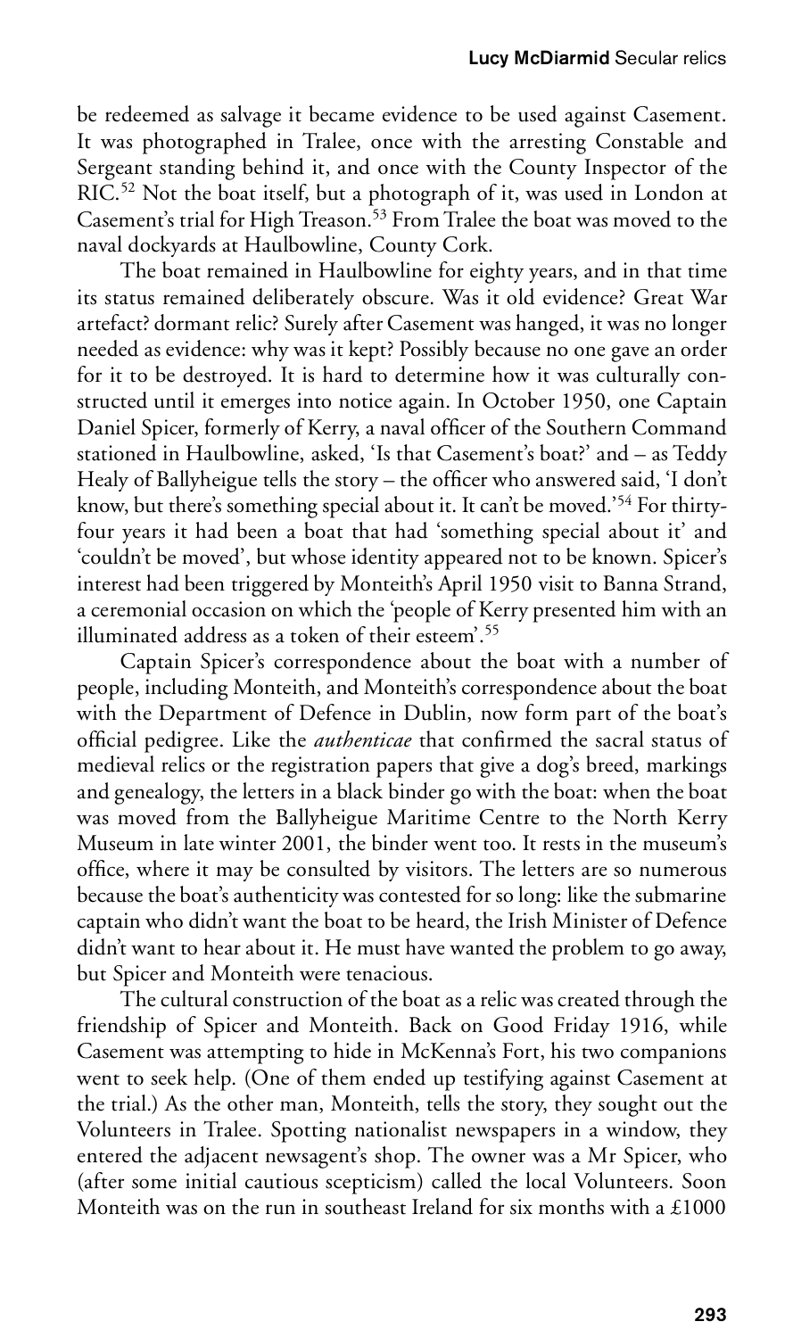be redeemed as salvage it became evidence to be used against Casement. It was photographed in Tralee, once with the arresting Constable and Sergeant standing behind it, and once with the County Inspector of the RIC.[52] Not the boat itself, but a photograph of it, was used in London at Casement's trial for High Treason.[53] From Tralee the boat was moved to the naval dockyards at Haulbowline, County Cork.

The boat remained in Haulbowline for eighty years, and in that time its status remained deliberately obscure. Was it old evidence? Great War artefact? dormant relic? Surely after Casement was hanged, it was no longer needed as evidence: why was it kept? Possibly because no one gave an order for it to be destroyed. It is hard to determine how it was culturally constructed until it emerges into notice again. In October 1950, one Captain Daniel Spicer, formerly of Kerry, a naval officer of the Southern Command stationed in Haulbowline, asked, 'Is that Casement's boat?' and – as Teddy Healy of Ballyheigue tells the story – the officer who answered said, 'I don't know, but there's something special about it. It can't be moved.'[54] For thirty-four years it had been a boat that had 'something special about it' and 'couldn't be moved', but whose identity appeared not to be known. Spicer's interest had been triggered by Monteith's April 1950 visit to Banna Strand, a ceremonial occasion on which the 'people of Kerry presented him with an illuminated address as a token of their esteem'.[55]

Captain Spicer's correspondence about the boat with a number of people, including Monteith, and Monteith's correspondence about the boat with the Department of Defence in Dublin, now form part of the boat's official pedigree. Like the *authenticae* that confirmed the sacral status of medieval relics or the registration papers that give a dog's breed, markings and genealogy, the letters in a black binder go with the boat: when the boat was moved from the Ballyheigue Maritime Centre to the North Kerry Museum in late winter 2001, the binder went too. It rests in the museum's office, where it may be consulted by visitors. The letters are so numerous because the boat's authenticity was contested for so long: like the submarine captain who didn't want the boat to be heard, the Irish Minister of Defence didn't want to hear about it. He must have wanted the problem to go away, but Spicer and Monteith were tenacious.

The cultural construction of the boat as a relic was created through the friendship of Spicer and Monteith. Back on Good Friday 1916, while Casement was attempting to hide in McKenna's Fort, his two companions went to seek help. (One of them ended up testifying against Casement at the trial.) As the other man, Monteith, tells the story, they sought out the Volunteers in Tralee. Spotting nationalist newspapers in a window, they entered the adjacent newsagent's shop. The owner was a Mr Spicer, who (after some initial cautious scepticism) called the local Volunteers. Soon Monteith was on the run in southeast Ireland for six months with a £1000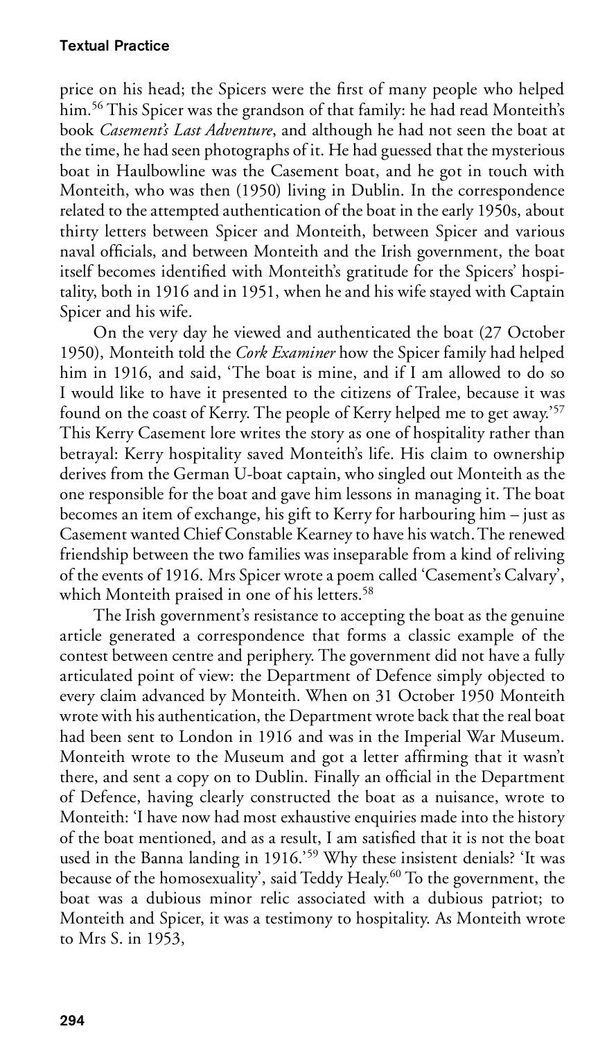price on his head; the Spicers were the first of many people who helped him.[56] This Spicer was the grandson of that family: he had read Monteith's book *Casement's Last Adventure*, and although he had not seen the boat at the time, he had seen photographs of it. He had guessed that the mysterious boat in Haulbowline was the Casement boat, and he got in touch with Monteith, who was then (1950) living in Dublin. In the correspondence related to the attempted authentication of the boat in the early 1950s, about thirty letters between Spicer and Monteith, between Spicer and various naval officials, and between Monteith and the Irish government, the boat itself becomes identified with Monteith's gratitude for the Spicers' hospitality, both in 1916 and in 1951, when he and his wife stayed with Captain Spicer and his wife.

On the very day he viewed and authenticated the boat (27 October 1950), Monteith told the *Cork Examiner* how the Spicer family had helped him in 1916, and said, 'The boat is mine, and if I am allowed to do so I would like to have it presented to the citizens of Tralee, because it was found on the coast of Kerry. The people of Kerry helped me to get away.'[57] This Kerry Casement lore writes the story as one of hospitality rather than betrayal: Kerry hospitality saved Monteith's life. His claim to ownership derives from the German U-boat captain, who singled out Monteith as the one responsible for the boat and gave him lessons in managing it. The boat becomes an item of exchange, his gift to Kerry for harbouring him – just as Casement wanted Chief Constable Kearney to have his watch. The renewed friendship between the two families was inseparable from a kind of reliving of the events of 1916. Mrs Spicer wrote a poem called 'Casement's Calvary', which Monteith praised in one of his letters.[58]

The Irish government's resistance to accepting the boat as the genuine article generated a correspondence that forms a classic example of the contest between centre and periphery. The government did not have a fully articulated point of view: the Department of Defence simply objected to every claim advanced by Monteith. When on 31 October 1950 Monteith wrote with his authentication, the Department wrote back that the real boat had been sent to London in 1916 and was in the Imperial War Museum. Monteith wrote to the Museum and got a letter affirming that it wasn't there, and sent a copy on to Dublin. Finally an official in the Department of Defence, having clearly constructed the boat as a nuisance, wrote to Monteith: 'I have now had most exhaustive enquiries made into the history of the boat mentioned, and as a result, I am satisfied that it is not the boat used in the Banna landing in 1916.'[59] Why these insistent denials? 'It was because of the homosexuality', said Teddy Healy.[60] To the government, the boat was a dubious minor relic associated with a dubious patriot; to Monteith and Spicer, it was a testimony to hospitality. As Monteith wrote to Mrs S. in 1953,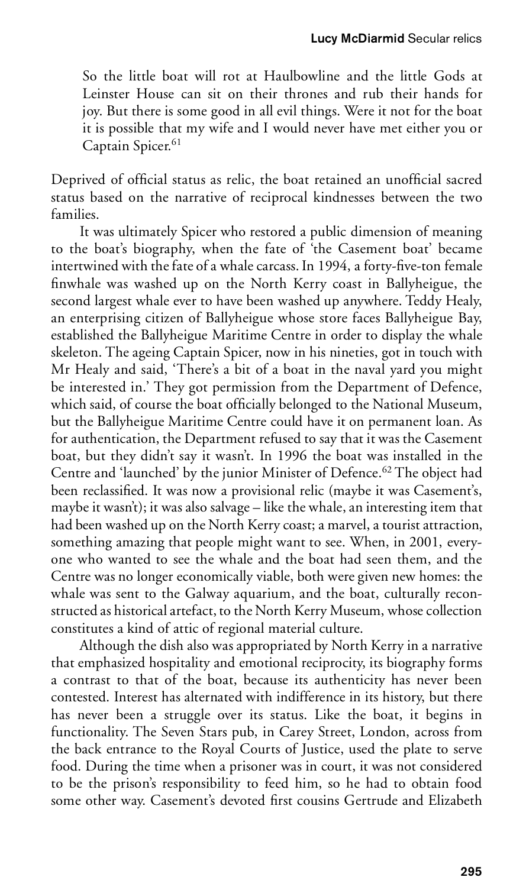> So the little boat will rot at Haulbowline and the little Gods at Leinster House can sit on their thrones and rub their hands for joy. But there is some good in all evil things. Were it not for the boat it is possible that my wife and I would never have met either you or Captain Spicer.[61]

Deprived of official status as relic, the boat retained an unofficial sacred status based on the narrative of reciprocal kindnesses between the two families.

It was ultimately Spicer who restored a public dimension of meaning to the boat's biography, when the fate of 'the Casement boat' became intertwined with the fate of a whale carcass. In 1994, a forty-five-ton female finwhale was washed up on the North Kerry coast in Ballyheigue, the second largest whale ever to have been washed up anywhere. Teddy Healy, an enterprising citizen of Ballyheigue whose store faces Ballyheigue Bay, established the Ballyheigue Maritime Centre in order to display the whale skeleton. The ageing Captain Spicer, now in his nineties, got in touch with Mr Healy and said, 'There's a bit of a boat in the naval yard you might be interested in.' They got permission from the Department of Defence, which said, of course the boat officially belonged to the National Museum, but the Ballyheigue Maritime Centre could have it on permanent loan. As for authentication, the Department refused to say that it was the Casement boat, but they didn't say it wasn't. In 1996 the boat was installed in the Centre and 'launched' by the junior Minister of Defence.[62] The object had been reclassified. It was now a provisional relic (maybe it was Casement's, maybe it wasn't); it was also salvage – like the whale, an interesting item that had been washed up on the North Kerry coast; a marvel, a tourist attraction, something amazing that people might want to see. When, in 2001, everyone who wanted to see the whale and the boat had seen them, and the Centre was no longer economically viable, both were given new homes: the whale was sent to the Galway aquarium, and the boat, culturally reconstructed as historical artefact, to the North Kerry Museum, whose collection constitutes a kind of attic of regional material culture.

Although the dish also was appropriated by North Kerry in a narrative that emphasized hospitality and emotional reciprocity, its biography forms a contrast to that of the boat, because its authenticity has never been contested. Interest has alternated with indifference in its history, but there has never been a struggle over its status. Like the boat, it begins in functionality. The Seven Stars pub, in Carey Street, London, across from the back entrance to the Royal Courts of Justice, used the plate to serve food. During the time when a prisoner was in court, it was not considered to be the prison's responsibility to feed him, so he had to obtain food some other way. Casement's devoted first cousins Gertrude and Elizabeth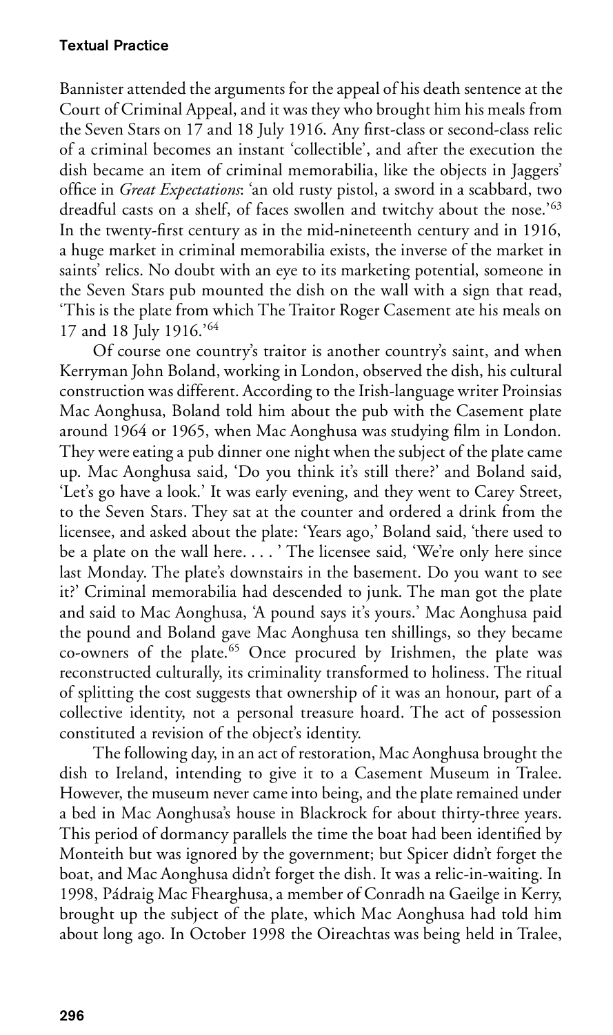Bannister attended the arguments for the appeal of his death sentence at the Court of Criminal Appeal, and it was they who brought him his meals from the Seven Stars on 17 and 18 July 1916. Any first-class or second-class relic of a criminal becomes an instant 'collectible', and after the execution the dish became an item of criminal memorabilia, like the objects in Jaggers' office in *Great Expectations*: 'an old rusty pistol, a sword in a scabbard, two dreadful casts on a shelf, of faces swollen and twitchy about the nose.'[63] In the twenty-first century as in the mid-nineteenth century and in 1916, a huge market in criminal memorabilia exists, the inverse of the market in saints' relics. No doubt with an eye to its marketing potential, someone in the Seven Stars pub mounted the dish on the wall with a sign that read, 'This is the plate from which The Traitor Roger Casement ate his meals on 17 and 18 July 1916.'[64]

Of course one country's traitor is another country's saint, and when Kerryman John Boland, working in London, observed the dish, his cultural construction was different. According to the Irish-language writer Proinsias Mac Aonghusa, Boland told him about the pub with the Casement plate around 1964 or 1965, when Mac Aonghusa was studying film in London. They were eating a pub dinner one night when the subject of the plate came up. Mac Aonghusa said, 'Do you think it's still there?' and Boland said, 'Let's go have a look.' It was early evening, and they went to Carey Street, to the Seven Stars. They sat at the counter and ordered a drink from the licensee, and asked about the plate: 'Years ago,' Boland said, 'there used to be a plate on the wall here. . . . ' The licensee said, 'We're only here since last Monday. The plate's downstairs in the basement. Do you want to see it?' Criminal memorabilia had descended to junk. The man got the plate and said to Mac Aonghusa, 'A pound says it's yours.' Mac Aonghusa paid the pound and Boland gave Mac Aonghusa ten shillings, so they became co-owners of the plate.[65] Once procured by Irishmen, the plate was reconstructed culturally, its criminality transformed to holiness. The ritual of splitting the cost suggests that ownership of it was an honour, part of a collective identity, not a personal treasure hoard. The act of possession constituted a revision of the object's identity.

The following day, in an act of restoration, Mac Aonghusa brought the dish to Ireland, intending to give it to a Casement Museum in Tralee. However, the museum never came into being, and the plate remained under a bed in Mac Aonghusa's house in Blackrock for about thirty-three years. This period of dormancy parallels the time the boat had been identified by Monteith but was ignored by the government; but Spicer didn't forget the boat, and Mac Aonghusa didn't forget the dish. It was a relic-in-waiting. In 1998, Pádraig Mac Fhearghusa, a member of Conradh na Gaeilge in Kerry, brought up the subject of the plate, which Mac Aonghusa had told him about long ago. In October 1998 the Oireachtas was being held in Tralee,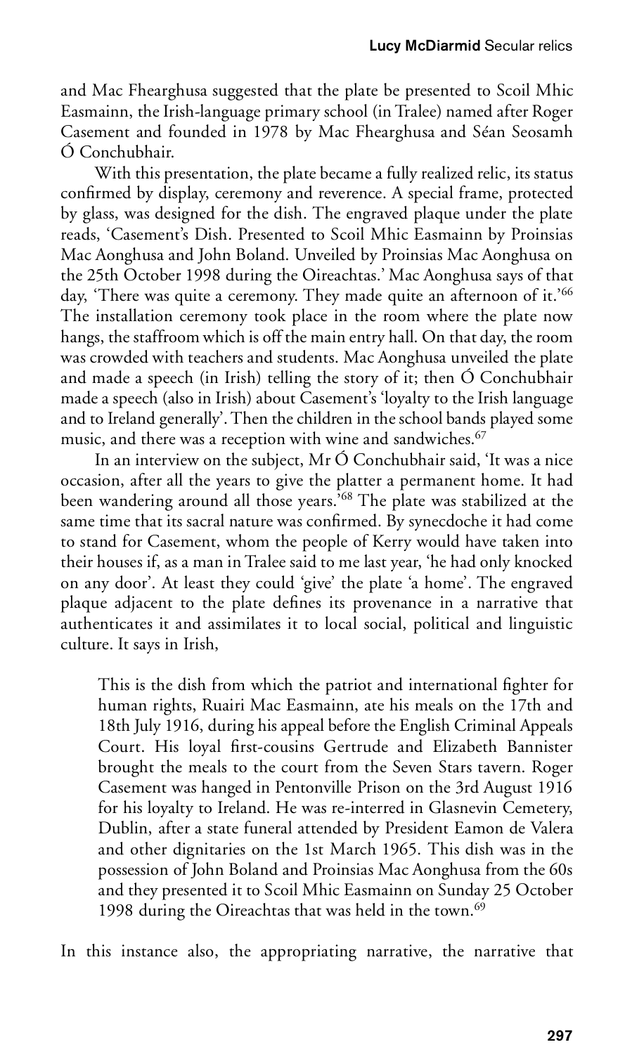and Mac Fhearghusa suggested that the plate be presented to Scoil Mhic Easmainn, the Irish-language primary school (in Tralee) named after Roger Casement and founded in 1978 by Mac Fhearghusa and Séan Seosamh Ó Conchubhair.

With this presentation, the plate became a fully realized relic, its status confirmed by display, ceremony and reverence. A special frame, protected by glass, was designed for the dish. The engraved plaque under the plate reads, 'Casement's Dish. Presented to Scoil Mhic Easmainn by Proinsias Mac Aonghusa and John Boland. Unveiled by Proinsias Mac Aonghusa on the 25th October 1998 during the Oireachtas.' Mac Aonghusa says of that day, 'There was quite a ceremony. They made quite an afternoon of it.'[66] The installation ceremony took place in the room where the plate now hangs, the staffroom which is off the main entry hall. On that day, the room was crowded with teachers and students. Mac Aonghusa unveiled the plate and made a speech (in Irish) telling the story of it; then Ó Conchubhair made a speech (also in Irish) about Casement's 'loyalty to the Irish language and to Ireland generally'. Then the children in the school bands played some music, and there was a reception with wine and sandwiches.[67]

In an interview on the subject, Mr Ó Conchubhair said, 'It was a nice occasion, after all the years to give the platter a permanent home. It had been wandering around all those years.'[68] The plate was stabilized at the same time that its sacral nature was confirmed. By synecdoche it had come to stand for Casement, whom the people of Kerry would have taken into their houses if, as a man in Tralee said to me last year, 'he had only knocked on any door'. At least they could 'give' the plate 'a home'. The engraved plaque adjacent to the plate defines its provenance in a narrative that authenticates it and assimilates it to local social, political and linguistic culture. It says in Irish,

> This is the dish from which the patriot and international fighter for human rights, Ruairi Mac Easmainn, ate his meals on the 17th and 18th July 1916, during his appeal before the English Criminal Appeals Court. His loyal first-cousins Gertrude and Elizabeth Bannister brought the meals to the court from the Seven Stars tavern. Roger Casement was hanged in Pentonville Prison on the 3rd August 1916 for his loyalty to Ireland. He was re-interred in Glasnevin Cemetery, Dublin, after a state funeral attended by President Eamon de Valera and other dignitaries on the 1st March 1965. This dish was in the possession of John Boland and Proinsias Mac Aonghusa from the 60s and they presented it to Scoil Mhic Easmainn on Sunday 25 October 1998 during the Oireachtas that was held in the town.[69]

In this instance also, the appropriating narrative, the narrative that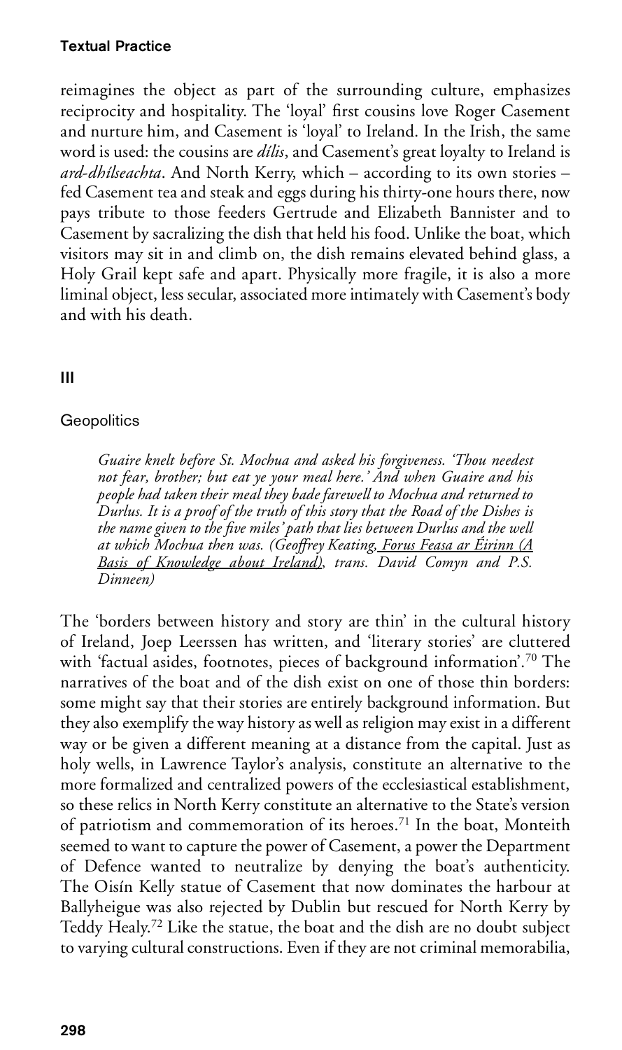reimagines the object as part of the surrounding culture, emphasizes reciprocity and hospitality. The 'loyal' first cousins love Roger Casement and nurture him, and Casement is 'loyal' to Ireland. In the Irish, the same word is used: the cousins are *dílis*, and Casement's great loyalty to Ireland is *ard-dhílseachta*. And North Kerry, which – according to its own stories – fed Casement tea and steak and eggs during his thirty-one hours there, now pays tribute to those feeders Gertrude and Elizabeth Bannister and to Casement by sacralizing the dish that held his food. Unlike the boat, which visitors may sit in and climb on, the dish remains elevated behind glass, a Holy Grail kept safe and apart. Physically more fragile, it is also a more liminal object, less secular, associated more intimately with Casement's body and with his death.

## III

### Geopolitics

> *Guaire knelt before St. Mochua and asked his forgiveness. 'Thou needest not fear, brother; but eat ye your meal here.' And when Guaire and his people had taken their meal they bade farewell to Mochua and returned to Durlus. It is a proof of the truth of this story that the Road of the Dishes is the name given to the five miles' path that lies between Durlus and the well at which Mochua then was. (Geoffrey Keating, Forus Feasa ar Éirinn (A Basis of Knowledge about Ireland), trans. David Comyn and P.S. Dinneen)*

The 'borders between history and story are thin' in the cultural history of Ireland, Joep Leerssen has written, and 'literary stories' are cluttered with 'factual asides, footnotes, pieces of background information'.[70] The narratives of the boat and of the dish exist on one of those thin borders: some might say that their stories are entirely background information. But they also exemplify the way history as well as religion may exist in a different way or be given a different meaning at a distance from the capital. Just as holy wells, in Lawrence Taylor's analysis, constitute an alternative to the more formalized and centralized powers of the ecclesiastical establishment, so these relics in North Kerry constitute an alternative to the State's version of patriotism and commemoration of its heroes.[71] In the boat, Monteith seemed to want to capture the power of Casement, a power the Department of Defence wanted to neutralize by denying the boat's authenticity. The Oisín Kelly statue of Casement that now dominates the harbour at Ballyheigue was also rejected by Dublin but rescued for North Kerry by Teddy Healy.[72] Like the statue, the boat and the dish are no doubt subject to varying cultural constructions. Even if they are not criminal memorabilia,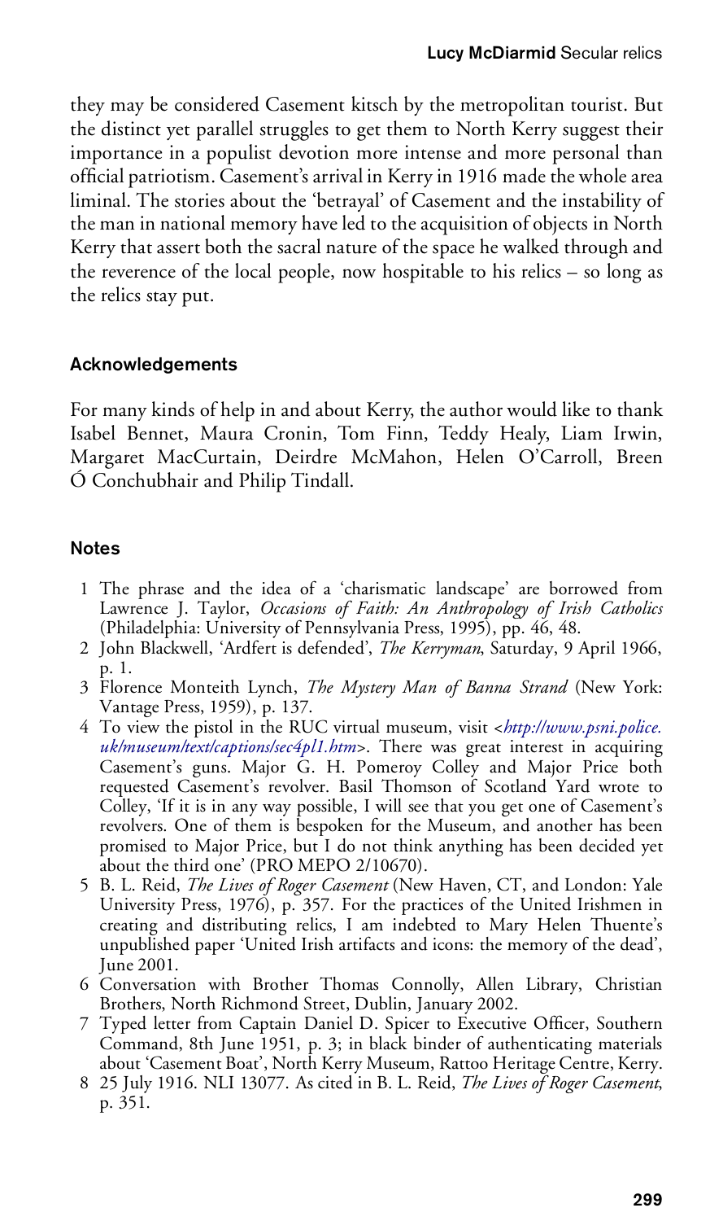they may be considered Casement kitsch by the metropolitan tourist. But the distinct yet parallel struggles to get them to North Kerry suggest their importance in a populist devotion more intense and more personal than official patriotism. Casement's arrival in Kerry in 1916 made the whole area liminal. The stories about the 'betrayal' of Casement and the instability of the man in national memory have led to the acquisition of objects in North Kerry that assert both the sacral nature of the space he walked through and the reverence of the local people, now hospitable to his relics – so long as the relics stay put.

## Acknowledgements

For many kinds of help in and about Kerry, the author would like to thank Isabel Bennet, Maura Cronin, Tom Finn, Teddy Healy, Liam Irwin, Margaret MacCurtain, Deirdre McMahon, Helen O'Carroll, Breen Ó Conchubhair and Philip Tindall.

## Notes

1. The phrase and the idea of a 'charismatic landscape' are borrowed from Lawrence J. Taylor, *Occasions of Faith: An Anthropology of Irish Catholics* (Philadelphia: University of Pennsylvania Press, 1995), pp. 46, 48.
2. John Blackwell, 'Ardfert is defended', *The Kerryman*, Saturday, 9 April 1966, p. 1.
3. Florence Monteith Lynch, *The Mystery Man of Banna Strand* (New York: Vantage Press, 1959), p. 137.
4. To view the pistol in the RUC virtual museum, visit <*http://www.psni.police.uk/museum/text/captions/sec4pl1.htm*>. There was great interest in acquiring Casement's guns. Major G. H. Pomeroy Colley and Major Price both requested Casement's revolver. Basil Thomson of Scotland Yard wrote to Colley, 'If it is in any way possible, I will see that you get one of Casement's revolvers. One of them is bespoken for the Museum, and another has been promised to Major Price, but I do not think anything has been decided yet about the third one' (PRO MEPO 2/10670).
5. B. L. Reid, *The Lives of Roger Casement* (New Haven, CT, and London: Yale University Press, 1976), p. 357. For the practices of the United Irishmen in creating and distributing relics, I am indebted to Mary Helen Thuente's unpublished paper 'United Irish artifacts and icons: the memory of the dead', June 2001.
6. Conversation with Brother Thomas Connolly, Allen Library, Christian Brothers, North Richmond Street, Dublin, January 2002.
7. Typed letter from Captain Daniel D. Spicer to Executive Officer, Southern Command, 8th June 1951, p. 3; in black binder of authenticating materials about 'Casement Boat', North Kerry Museum, Rattoo Heritage Centre, Kerry.
8. 25 July 1916. NLI 13077. As cited in B. L. Reid, *The Lives of Roger Casement*, p. 351.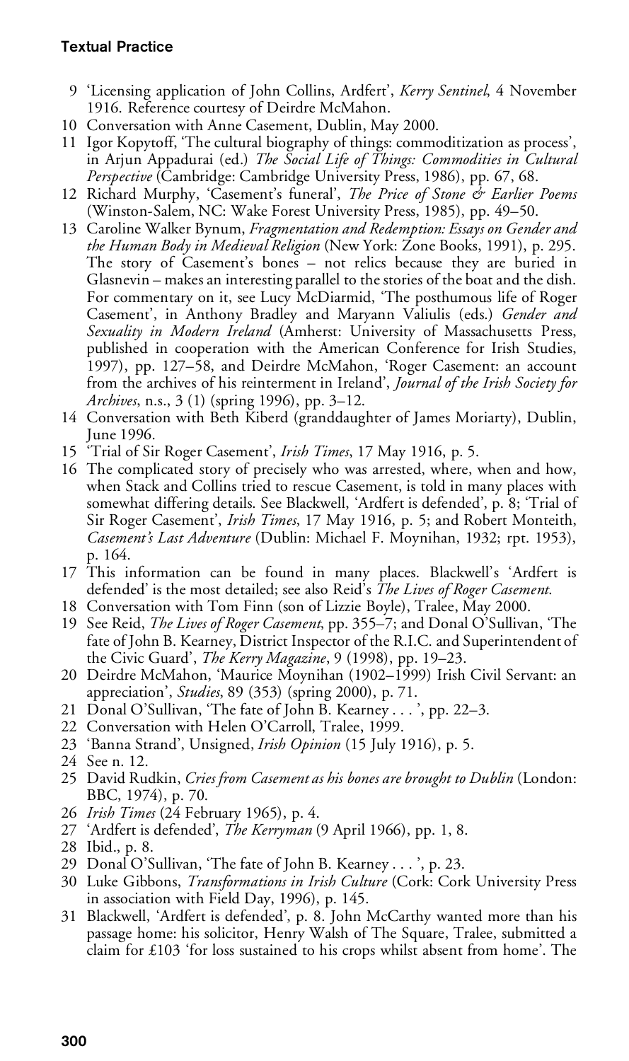9 'Licensing application of John Collins, Ardfert', *Kerry Sentinel*, 4 November 1916. Reference courtesy of Deirdre McMahon.

10 Conversation with Anne Casement, Dublin, May 2000.

11 Igor Kopytoff, 'The cultural biography of things: commoditization as process', in Arjun Appadurai (ed.) *The Social Life of Things: Commodities in Cultural Perspective* (Cambridge: Cambridge University Press, 1986), pp. 67, 68.

12 Richard Murphy, 'Casement's funeral', *The Price of Stone & Earlier Poems* (Winston-Salem, NC: Wake Forest University Press, 1985), pp. 49–50.

13 Caroline Walker Bynum, *Fragmentation and Redemption: Essays on Gender and the Human Body in Medieval Religion* (New York: Zone Books, 1991), p. 295. The story of Casement's bones – not relics because they are buried in Glasnevin – makes an interesting parallel to the stories of the boat and the dish. For commentary on it, see Lucy McDiarmid, 'The posthumous life of Roger Casement', in Anthony Bradley and Maryann Valiulis (eds.) *Gender and Sexuality in Modern Ireland* (Amherst: University of Massachusetts Press, published in cooperation with the American Conference for Irish Studies, 1997), pp. 127–58, and Deirdre McMahon, 'Roger Casement: an account from the archives of his reinterment in Ireland', *Journal of the Irish Society for Archives*, n.s., 3 (1) (spring 1996), pp. 3–12.

14 Conversation with Beth Kiberd (granddaughter of James Moriarty), Dublin, June 1996.

15 'Trial of Sir Roger Casement', *Irish Times*, 17 May 1916, p. 5.

16 The complicated story of precisely who was arrested, where, when and how, when Stack and Collins tried to rescue Casement, is told in many places with somewhat differing details. See Blackwell, 'Ardfert is defended', p. 8; 'Trial of Sir Roger Casement', *Irish Times*, 17 May 1916, p. 5; and Robert Monteith, *Casement's Last Adventure* (Dublin: Michael F. Moynihan, 1932; rpt. 1953), p. 164.

17 This information can be found in many places. Blackwell's 'Ardfert is defended' is the most detailed; see also Reid's *The Lives of Roger Casement*.

18 Conversation with Tom Finn (son of Lizzie Boyle), Tralee, May 2000.

19 See Reid, *The Lives of Roger Casement*, pp. 355–7; and Donal O'Sullivan, 'The fate of John B. Kearney, District Inspector of the R.I.C. and Superintendent of the Civic Guard', *The Kerry Magazine*, 9 (1998), pp. 19–23.

20 Deirdre McMahon, 'Maurice Moynihan (1902–1999) Irish Civil Servant: an appreciation', *Studies*, 89 (353) (spring 2000), p. 71.

21 Donal O'Sullivan, 'The fate of John B. Kearney . . . ', pp. 22–3.

22 Conversation with Helen O'Carroll, Tralee, 1999.

23 'Banna Strand', Unsigned, *Irish Opinion* (15 July 1916), p. 5.

24 See n. 12.

25 David Rudkin, *Cries from Casement as his bones are brought to Dublin* (London: BBC, 1974), p. 70.

26 *Irish Times* (24 February 1965), p. 4.

27 'Ardfert is defended', *The Kerryman* (9 April 1966), pp. 1, 8.

28 Ibid., p. 8.

29 Donal O'Sullivan, 'The fate of John B. Kearney . . . ', p. 23.

30 Luke Gibbons, *Transformations in Irish Culture* (Cork: Cork University Press in association with Field Day, 1996), p. 145.

31 Blackwell, 'Ardfert is defended', p. 8. John McCarthy wanted more than his passage home: his solicitor, Henry Walsh of The Square, Tralee, submitted a claim for £103 'for loss sustained to his crops whilst absent from home'. The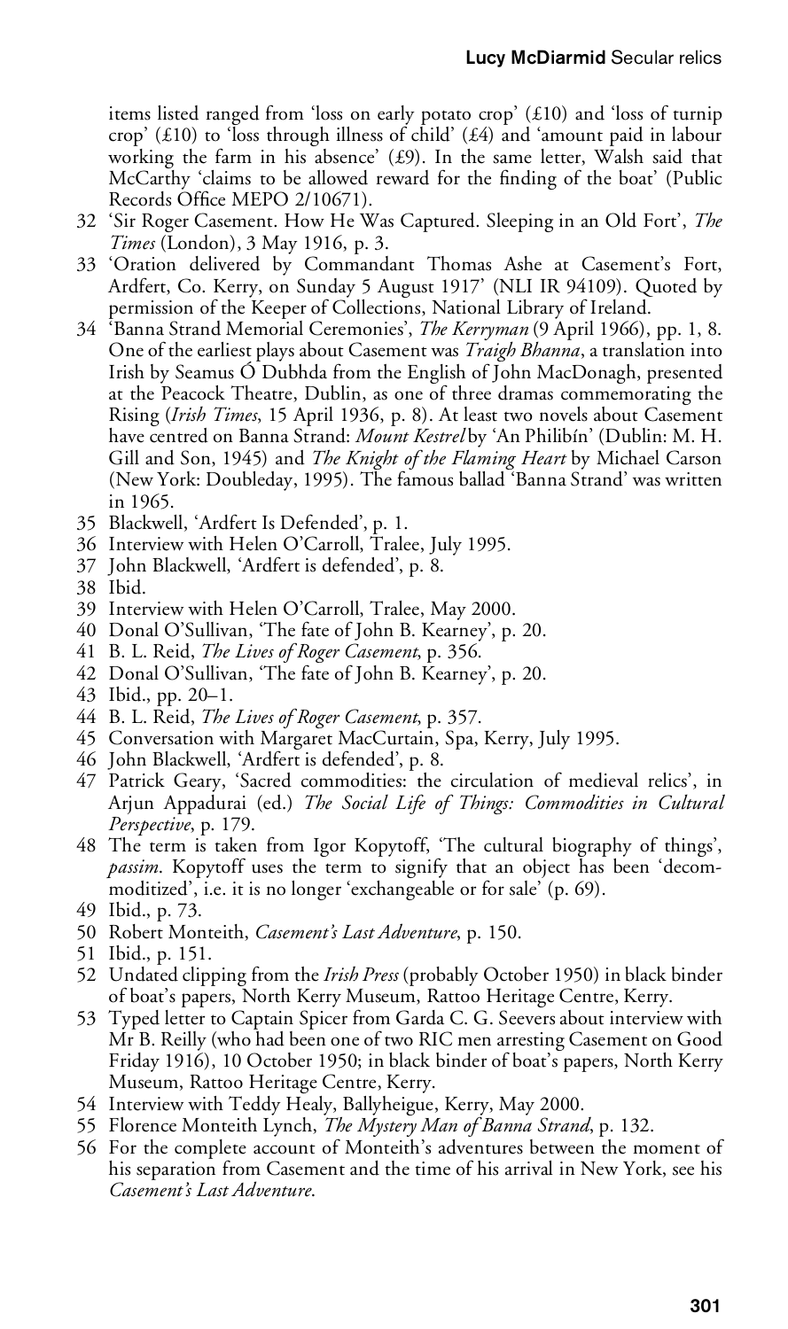items listed ranged from 'loss on early potato crop' (£10) and 'loss of turnip crop' (£10) to 'loss through illness of child' (£4) and 'amount paid in labour working the farm in his absence' (£9). In the same letter, Walsh said that McCarthy 'claims to be allowed reward for the finding of the boat' (Public Records Office MEPO 2/10671).

32 'Sir Roger Casement. How He Was Captured. Sleeping in an Old Fort', *The Times* (London), 3 May 1916, p. 3.

33 'Oration delivered by Commandant Thomas Ashe at Casement's Fort, Ardfert, Co. Kerry, on Sunday 5 August 1917' (NLI IR 94109). Quoted by permission of the Keeper of Collections, National Library of Ireland.

34 'Banna Strand Memorial Ceremonies', *The Kerryman* (9 April 1966), pp. 1, 8. One of the earliest plays about Casement was *Traigh Bhanna*, a translation into Irish by Seamus Ó Dubhda from the English of John MacDonagh, presented at the Peacock Theatre, Dublin, as one of three dramas commemorating the Rising (*Irish Times*, 15 April 1936, p. 8). At least two novels about Casement have centred on Banna Strand: *Mount Kestrel* by 'An Philibín' (Dublin: M. H. Gill and Son, 1945) and *The Knight of the Flaming Heart* by Michael Carson (New York: Doubleday, 1995). The famous ballad 'Banna Strand' was written in 1965.

35 Blackwell, 'Ardfert Is Defended', p. 1.

36 Interview with Helen O'Carroll, Tralee, July 1995.

37 John Blackwell, 'Ardfert is defended', p. 8.

38 Ibid.

39 Interview with Helen O'Carroll, Tralee, May 2000.

40 Donal O'Sullivan, 'The fate of John B. Kearney', p. 20.

41 B. L. Reid, *The Lives of Roger Casement*, p. 356.

42 Donal O'Sullivan, 'The fate of John B. Kearney', p. 20.

43 Ibid., pp. 20–1.

44 B. L. Reid, *The Lives of Roger Casement*, p. 357.

45 Conversation with Margaret MacCurtain, Spa, Kerry, July 1995.

46 John Blackwell, 'Ardfert is defended', p. 8.

47 Patrick Geary, 'Sacred commodities: the circulation of medieval relics', in Arjun Appadurai (ed.) *The Social Life of Things: Commodities in Cultural Perspective*, p. 179.

48 The term is taken from Igor Kopytoff, 'The cultural biography of things', *passim*. Kopytoff uses the term to signify that an object has been 'decommoditized', i.e. it is no longer 'exchangeable or for sale' (p. 69).

49 Ibid., p. 73.

50 Robert Monteith, *Casement's Last Adventure*, p. 150.

51 Ibid., p. 151.

52 Undated clipping from the *Irish Press* (probably October 1950) in black binder of boat's papers, North Kerry Museum, Rattoo Heritage Centre, Kerry.

53 Typed letter to Captain Spicer from Garda C. G. Seevers about interview with Mr B. Reilly (who had been one of two RIC men arresting Casement on Good Friday 1916), 10 October 1950; in black binder of boat's papers, North Kerry Museum, Rattoo Heritage Centre, Kerry.

54 Interview with Teddy Healy, Ballyheigue, Kerry, May 2000.

55 Florence Monteith Lynch, *The Mystery Man of Banna Strand*, p. 132.

56 For the complete account of Monteith's adventures between the moment of his separation from Casement and the time of his arrival in New York, see his *Casement's Last Adventure*.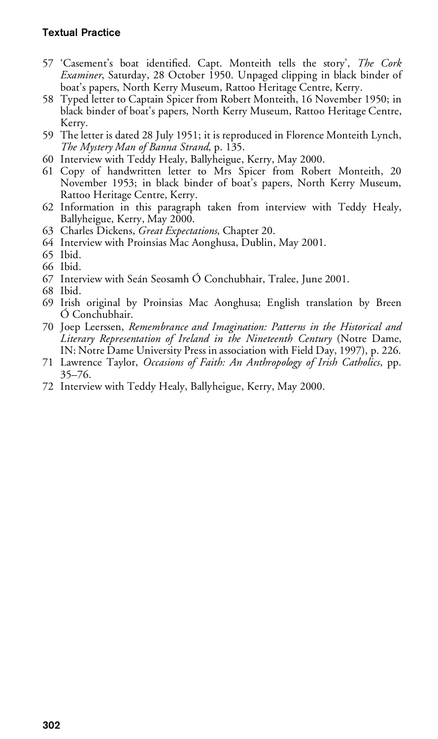57 'Casement's boat identified. Capt. Monteith tells the story', *The Cork Examiner*, Saturday, 28 October 1950. Unpaged clipping in black binder of boat's papers, North Kerry Museum, Rattoo Heritage Centre, Kerry.

58 Typed letter to Captain Spicer from Robert Monteith, 16 November 1950; in black binder of boat's papers, North Kerry Museum, Rattoo Heritage Centre, Kerry.

59 The letter is dated 28 July 1951; it is reproduced in Florence Monteith Lynch, *The Mystery Man of Banna Strand*, p. 135.

60 Interview with Teddy Healy, Ballyheigue, Kerry, May 2000.

61 Copy of handwritten letter to Mrs Spicer from Robert Monteith, 20 November 1953; in black binder of boat's papers, North Kerry Museum, Rattoo Heritage Centre, Kerry.

62 Information in this paragraph taken from interview with Teddy Healy, Ballyheigue, Kerry, May 2000.

63 Charles Dickens, *Great Expectations*, Chapter 20.

64 Interview with Proinsias Mac Aonghusa, Dublin, May 2001.

65 Ibid.

66 Ibid.

67 Interview with Seán Seosamh Ó Conchubhair, Tralee, June 2001.

68 Ibid.

69 Irish original by Proinsias Mac Aonghusa; English translation by Breen Ó Conchubhair.

70 Joep Leerssen, *Remembrance and Imagination: Patterns in the Historical and Literary Representation of Ireland in the Nineteenth Century* (Notre Dame, IN: Notre Dame University Press in association with Field Day, 1997), p. 226.

71 Lawrence Taylor, *Occasions of Faith: An Anthropology of Irish Catholics*, pp. 35–76.

72 Interview with Teddy Healy, Ballyheigue, Kerry, May 2000.